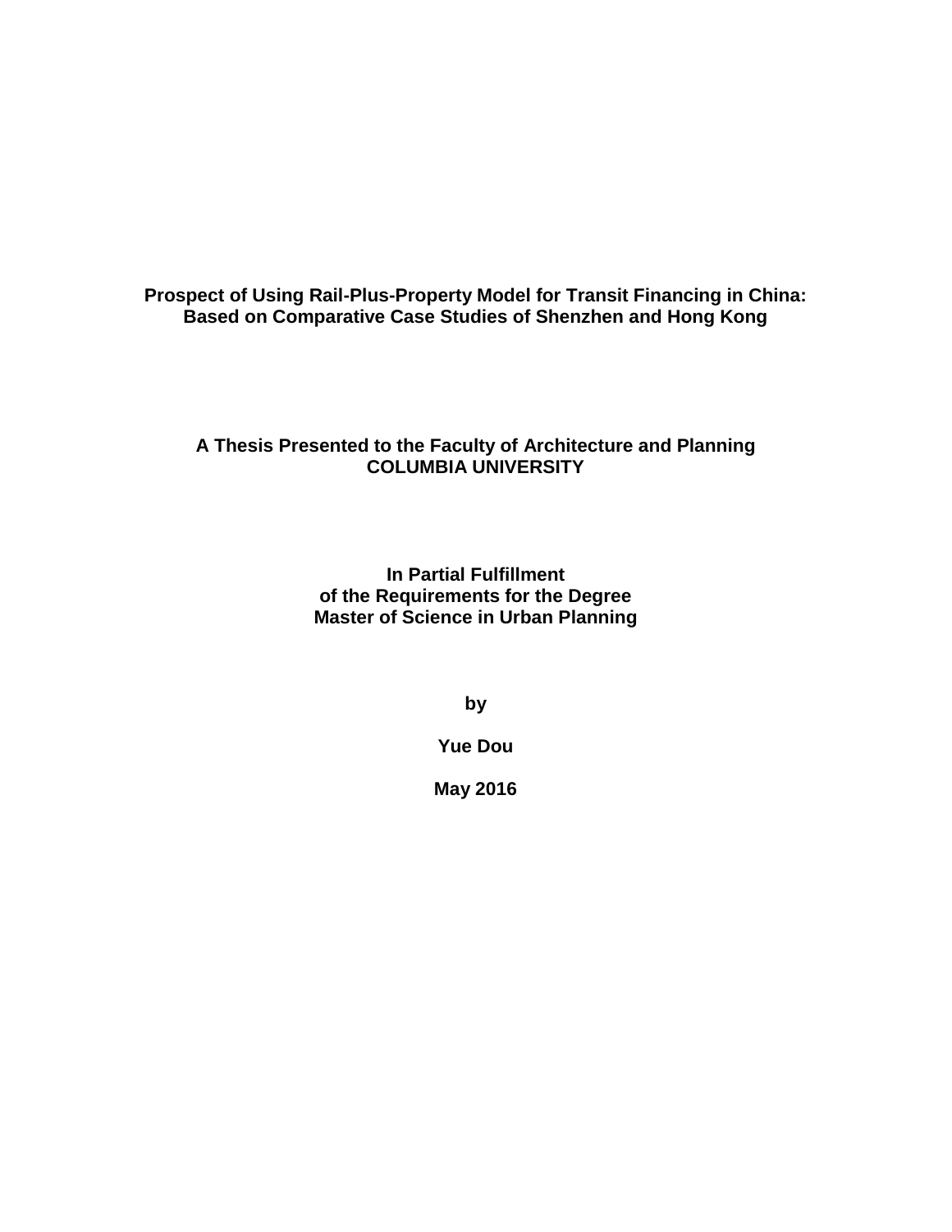# Prospect of Using Rail-Plus-Property Model for Transit Financing in China: Based on Comparative Case Studies of Shenzhen and Hong Kong

**A Thesis Presented to the Faculty of Architecture and Planning**
**COLUMBIA UNIVERSITY**

**In Partial Fulfillment**
**of the Requirements for the Degree**
**Master of Science in Urban Planning**

**by**

**Yue Dou**

**May 2016**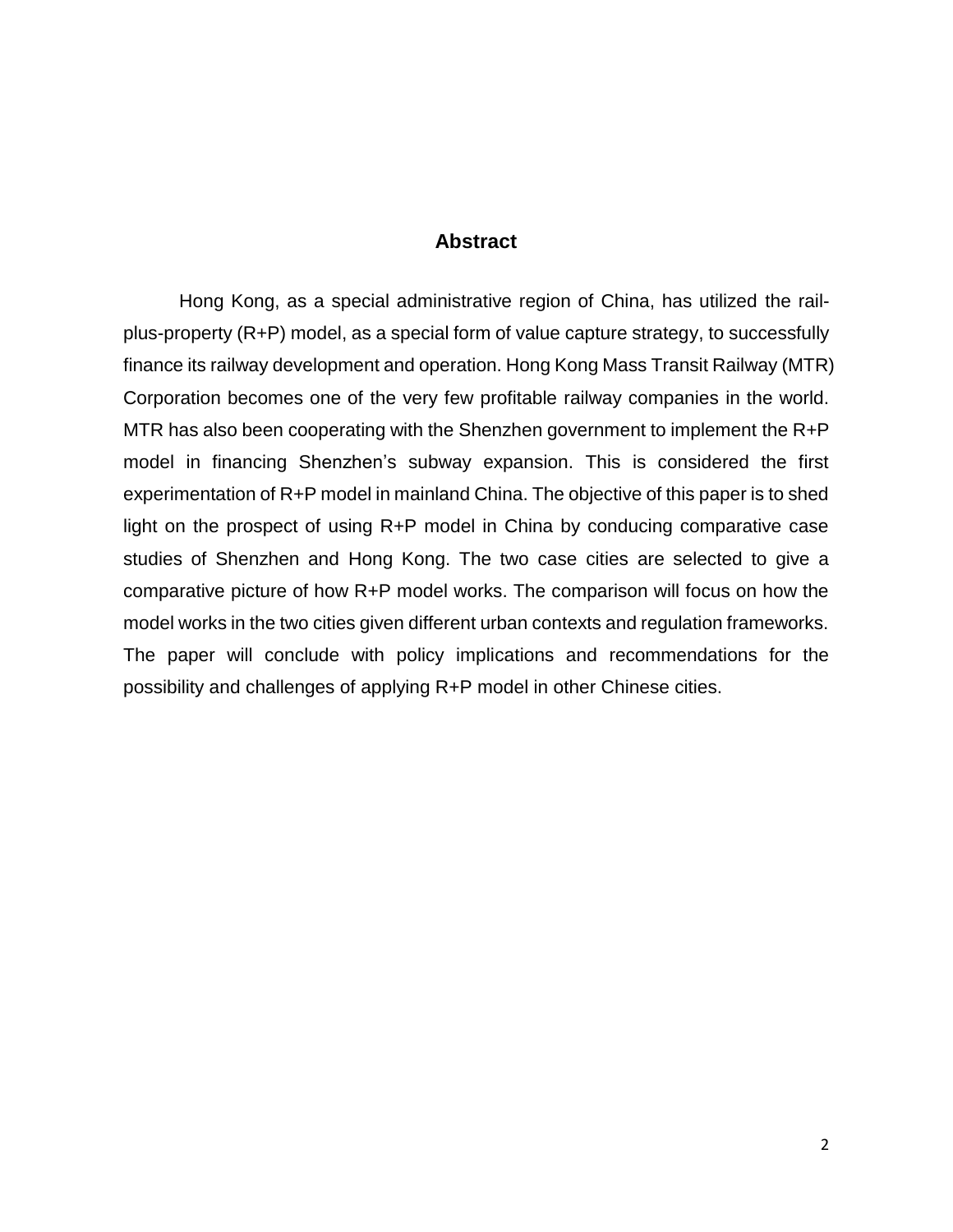## Abstract

Hong Kong, as a special administrative region of China, has utilized the rail-plus-property (R+P) model, as a special form of value capture strategy, to successfully finance its railway development and operation. Hong Kong Mass Transit Railway (MTR) Corporation becomes one of the very few profitable railway companies in the world. MTR has also been cooperating with the Shenzhen government to implement the R+P model in financing Shenzhen's subway expansion. This is considered the first experimentation of R+P model in mainland China. The objective of this paper is to shed light on the prospect of using R+P model in China by conducing comparative case studies of Shenzhen and Hong Kong. The two case cities are selected to give a comparative picture of how R+P model works. The comparison will focus on how the model works in the two cities given different urban contexts and regulation frameworks. The paper will conclude with policy implications and recommendations for the possibility and challenges of applying R+P model in other Chinese cities.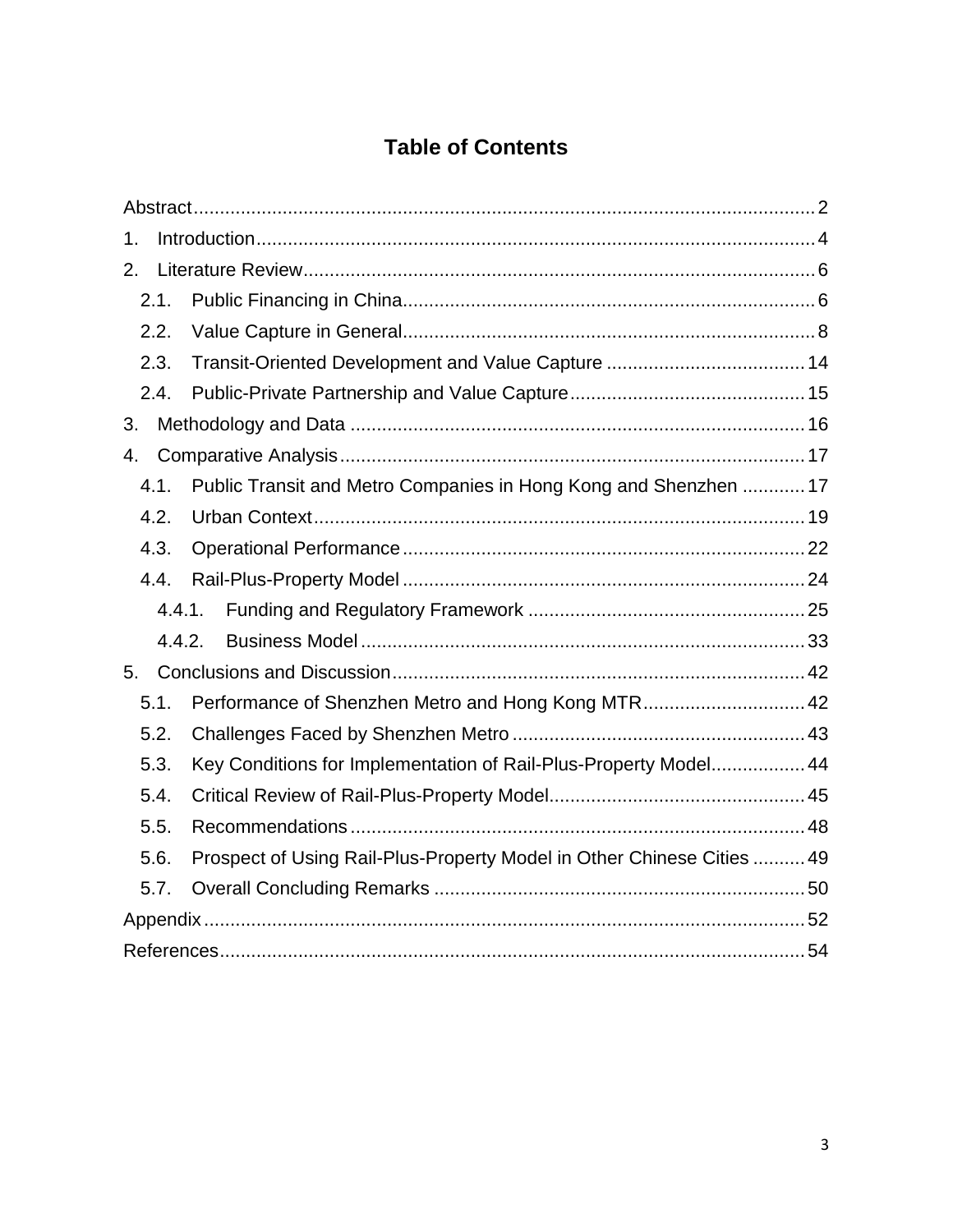# Table of Contents

Abstract ..... 2

1. Introduction ..... 4

2. Literature Review ..... 6
   - 2.1. Public Financing in China ..... 6
   - 2.2. Value Capture in General ..... 8
   - 2.3. Transit-Oriented Development and Value Capture ..... 14
   - 2.4. Public-Private Partnership and Value Capture ..... 15

3. Methodology and Data ..... 16

4. Comparative Analysis ..... 17
   - 4.1. Public Transit and Metro Companies in Hong Kong and Shenzhen ..... 17
   - 4.2. Urban Context ..... 19
   - 4.3. Operational Performance ..... 22
   - 4.4. Rail-Plus-Property Model ..... 24
     - 4.4.1. Funding and Regulatory Framework ..... 25
     - 4.4.2. Business Model ..... 33

5. Conclusions and Discussion ..... 42
   - 5.1. Performance of Shenzhen Metro and Hong Kong MTR ..... 42
   - 5.2. Challenges Faced by Shenzhen Metro ..... 43
   - 5.3. Key Conditions for Implementation of Rail-Plus-Property Model ..... 44
   - 5.4. Critical Review of Rail-Plus-Property Model ..... 45
   - 5.5. Recommendations ..... 48
   - 5.6. Prospect of Using Rail-Plus-Property Model in Other Chinese Cities ..... 49
   - 5.7. Overall Concluding Remarks ..... 50

Appendix ..... 52

References ..... 54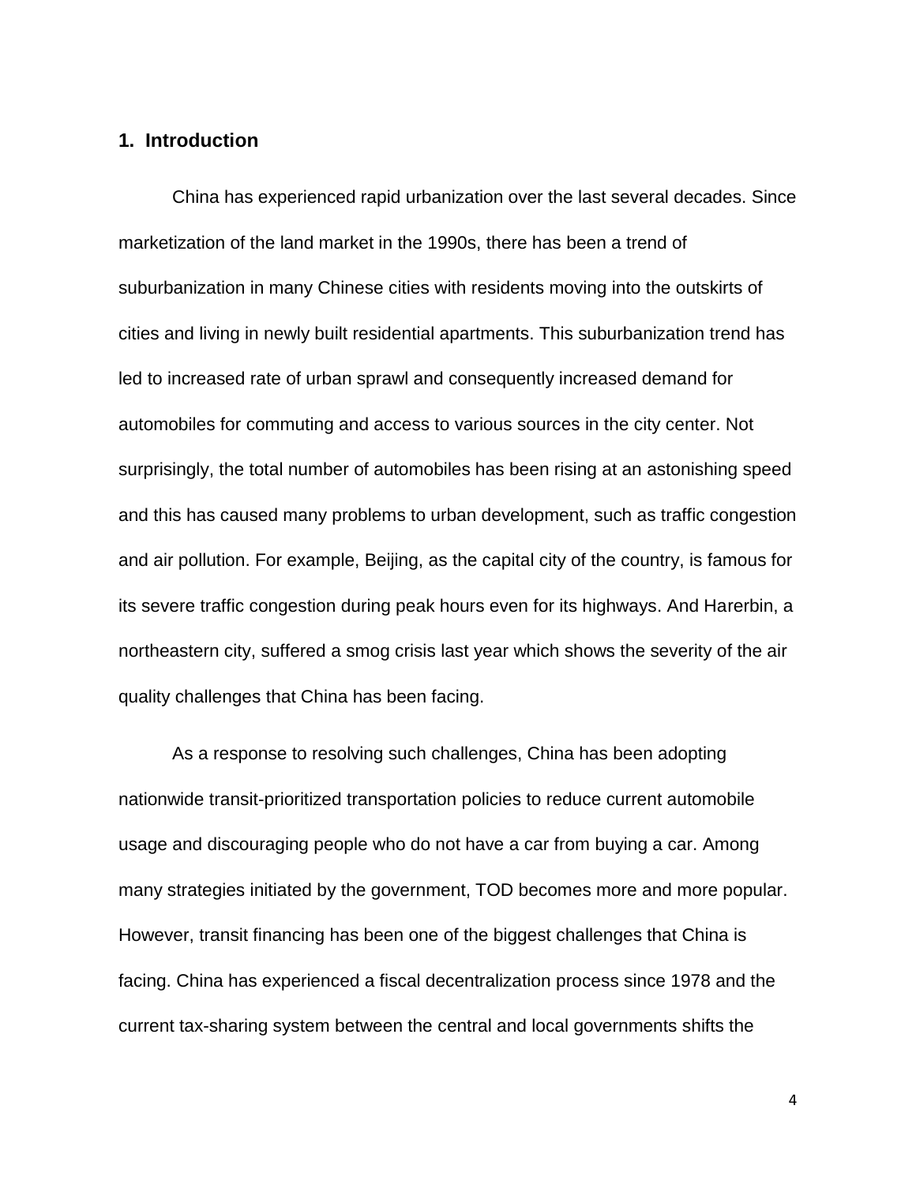## 1. Introduction

China has experienced rapid urbanization over the last several decades. Since marketization of the land market in the 1990s, there has been a trend of suburbanization in many Chinese cities with residents moving into the outskirts of cities and living in newly built residential apartments. This suburbanization trend has led to increased rate of urban sprawl and consequently increased demand for automobiles for commuting and access to various sources in the city center. Not surprisingly, the total number of automobiles has been rising at an astonishing speed and this has caused many problems to urban development, such as traffic congestion and air pollution. For example, Beijing, as the capital city of the country, is famous for its severe traffic congestion during peak hours even for its highways. And Harerbin, a northeastern city, suffered a smog crisis last year which shows the severity of the air quality challenges that China has been facing.

As a response to resolving such challenges, China has been adopting nationwide transit-prioritized transportation policies to reduce current automobile usage and discouraging people who do not have a car from buying a car. Among many strategies initiated by the government, TOD becomes more and more popular. However, transit financing has been one of the biggest challenges that China is facing. China has experienced a fiscal decentralization process since 1978 and the current tax-sharing system between the central and local governments shifts the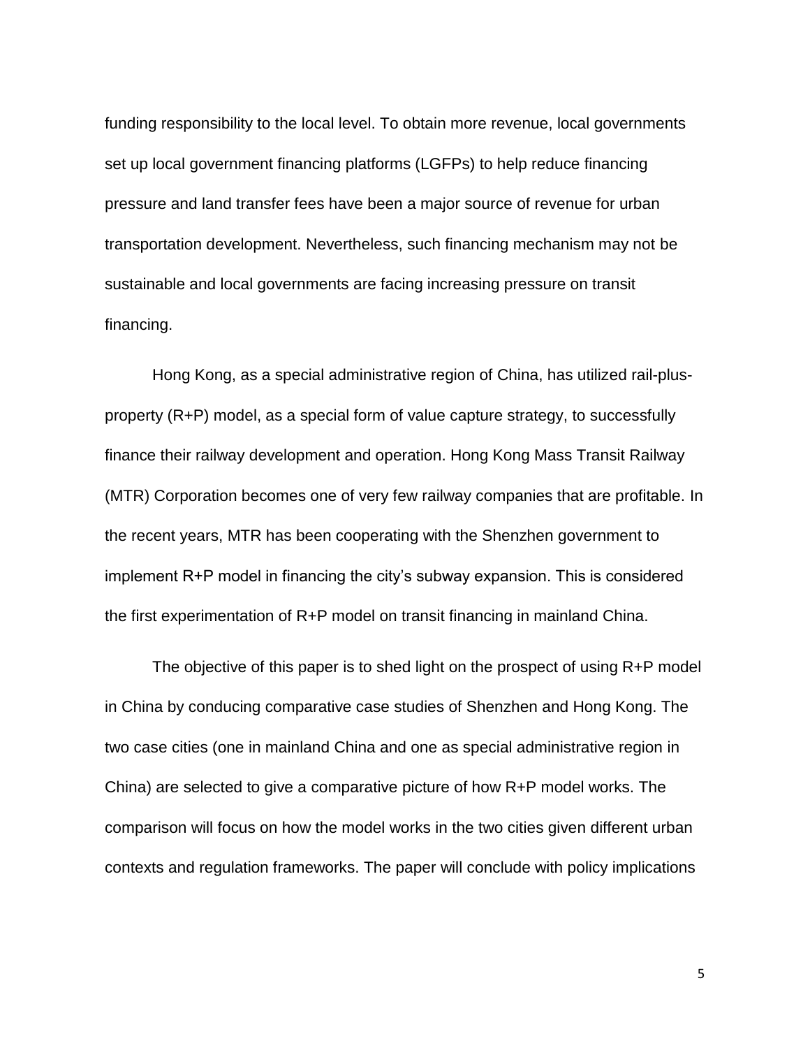funding responsibility to the local level. To obtain more revenue, local governments set up local government financing platforms (LGFPs) to help reduce financing pressure and land transfer fees have been a major source of revenue for urban transportation development. Nevertheless, such financing mechanism may not be sustainable and local governments are facing increasing pressure on transit financing.

Hong Kong, as a special administrative region of China, has utilized rail-plus-property (R+P) model, as a special form of value capture strategy, to successfully finance their railway development and operation. Hong Kong Mass Transit Railway (MTR) Corporation becomes one of very few railway companies that are profitable. In the recent years, MTR has been cooperating with the Shenzhen government to implement R+P model in financing the city's subway expansion. This is considered the first experimentation of R+P model on transit financing in mainland China.

The objective of this paper is to shed light on the prospect of using R+P model in China by conducing comparative case studies of Shenzhen and Hong Kong. The two case cities (one in mainland China and one as special administrative region in China) are selected to give a comparative picture of how R+P model works. The comparison will focus on how the model works in the two cities given different urban contexts and regulation frameworks. The paper will conclude with policy implications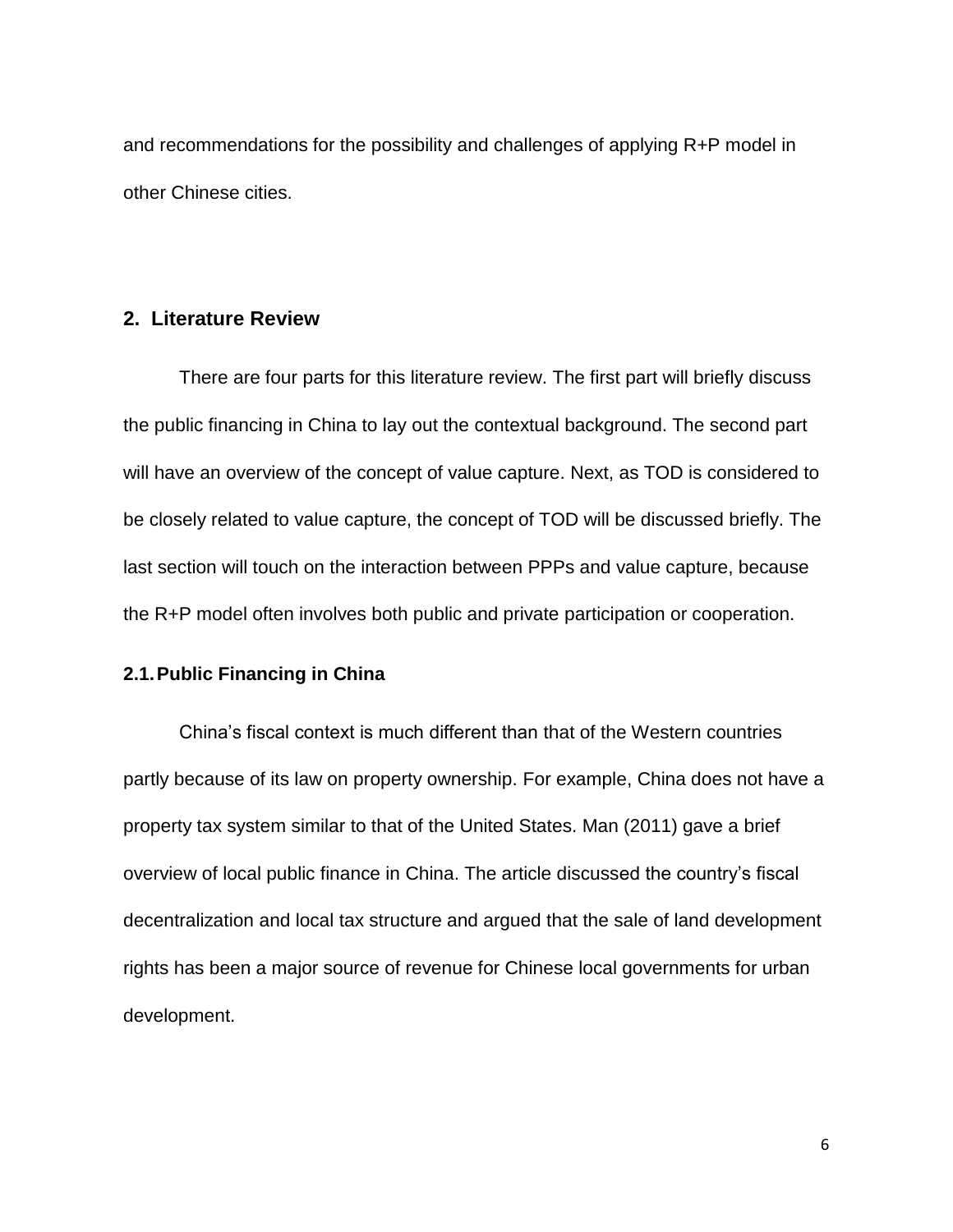and recommendations for the possibility and challenges of applying R+P model in other Chinese cities.

## 2. Literature Review

There are four parts for this literature review. The first part will briefly discuss the public financing in China to lay out the contextual background. The second part will have an overview of the concept of value capture. Next, as TOD is considered to be closely related to value capture, the concept of TOD will be discussed briefly. The last section will touch on the interaction between PPPs and value capture, because the R+P model often involves both public and private participation or cooperation.

### 2.1. Public Financing in China

China's fiscal context is much different than that of the Western countries partly because of its law on property ownership. For example, China does not have a property tax system similar to that of the United States. Man (2011) gave a brief overview of local public finance in China. The article discussed the country's fiscal decentralization and local tax structure and argued that the sale of land development rights has been a major source of revenue for Chinese local governments for urban development.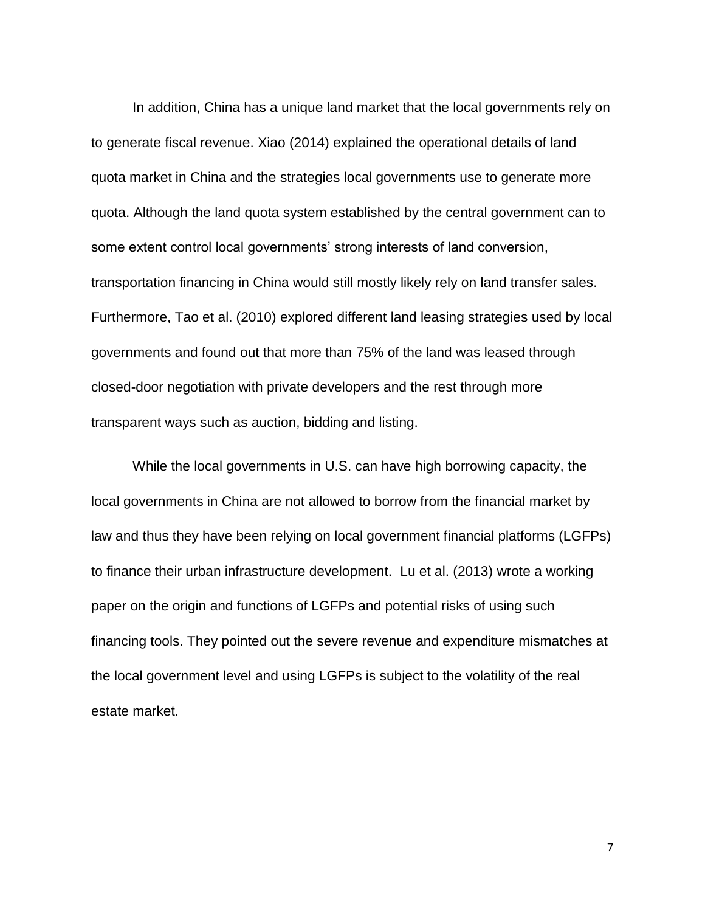In addition, China has a unique land market that the local governments rely on to generate fiscal revenue. Xiao (2014) explained the operational details of land quota market in China and the strategies local governments use to generate more quota. Although the land quota system established by the central government can to some extent control local governments' strong interests of land conversion, transportation financing in China would still mostly likely rely on land transfer sales. Furthermore, Tao et al. (2010) explored different land leasing strategies used by local governments and found out that more than 75% of the land was leased through closed-door negotiation with private developers and the rest through more transparent ways such as auction, bidding and listing.

While the local governments in U.S. can have high borrowing capacity, the local governments in China are not allowed to borrow from the financial market by law and thus they have been relying on local government financial platforms (LGFPs) to finance their urban infrastructure development. Lu et al. (2013) wrote a working paper on the origin and functions of LGFPs and potential risks of using such financing tools. They pointed out the severe revenue and expenditure mismatches at the local government level and using LGFPs is subject to the volatility of the real estate market.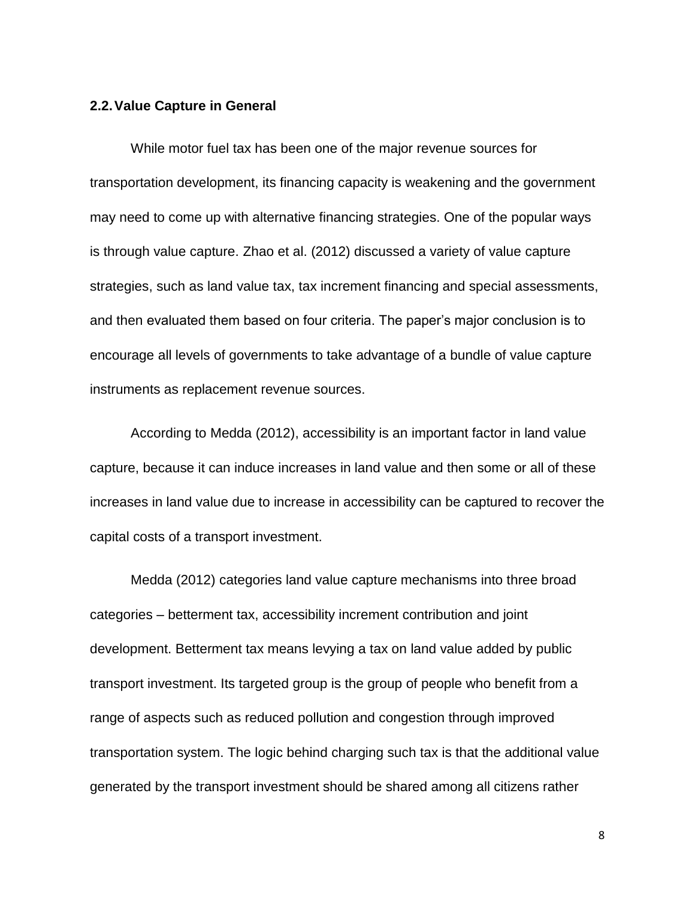## 2.2. Value Capture in General

While motor fuel tax has been one of the major revenue sources for transportation development, its financing capacity is weakening and the government may need to come up with alternative financing strategies. One of the popular ways is through value capture. Zhao et al. (2012) discussed a variety of value capture strategies, such as land value tax, tax increment financing and special assessments, and then evaluated them based on four criteria. The paper's major conclusion is to encourage all levels of governments to take advantage of a bundle of value capture instruments as replacement revenue sources.

According to Medda (2012), accessibility is an important factor in land value capture, because it can induce increases in land value and then some or all of these increases in land value due to increase in accessibility can be captured to recover the capital costs of a transport investment.

Medda (2012) categories land value capture mechanisms into three broad categories – betterment tax, accessibility increment contribution and joint development. Betterment tax means levying a tax on land value added by public transport investment. Its targeted group is the group of people who benefit from a range of aspects such as reduced pollution and congestion through improved transportation system. The logic behind charging such tax is that the additional value generated by the transport investment should be shared among all citizens rather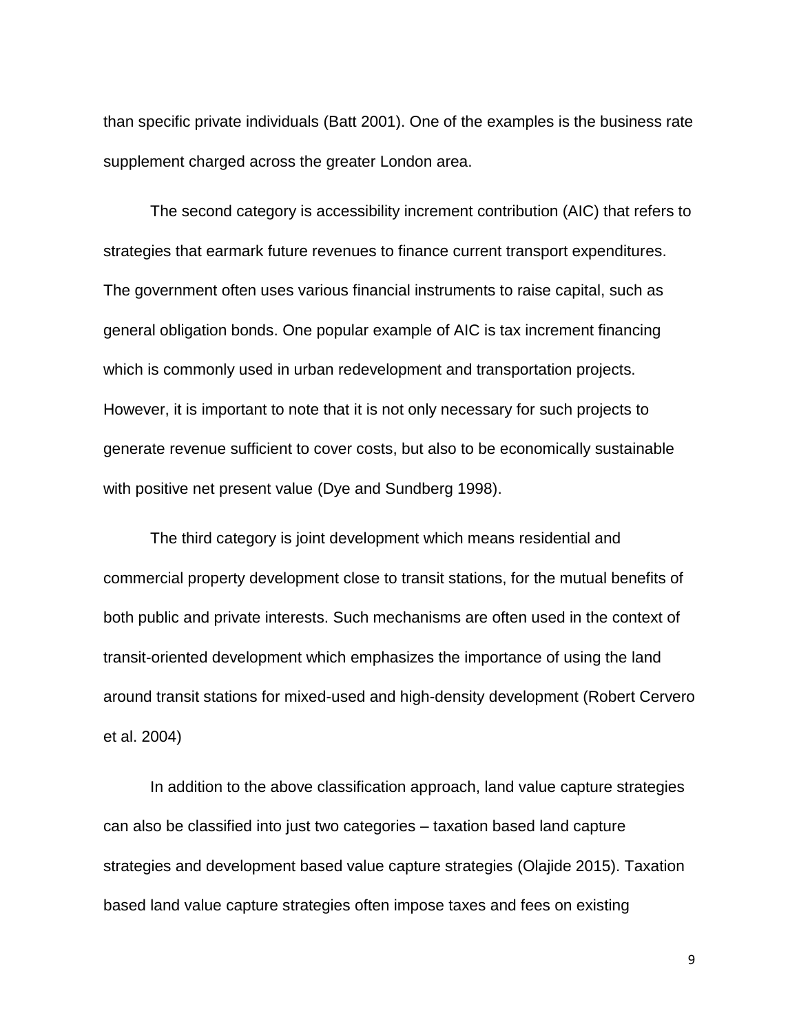than specific private individuals (Batt 2001). One of the examples is the business rate supplement charged across the greater London area.

The second category is accessibility increment contribution (AIC) that refers to strategies that earmark future revenues to finance current transport expenditures. The government often uses various financial instruments to raise capital, such as general obligation bonds. One popular example of AIC is tax increment financing which is commonly used in urban redevelopment and transportation projects. However, it is important to note that it is not only necessary for such projects to generate revenue sufficient to cover costs, but also to be economically sustainable with positive net present value (Dye and Sundberg 1998).

The third category is joint development which means residential and commercial property development close to transit stations, for the mutual benefits of both public and private interests. Such mechanisms are often used in the context of transit-oriented development which emphasizes the importance of using the land around transit stations for mixed-used and high-density development (Robert Cervero et al. 2004)

In addition to the above classification approach, land value capture strategies can also be classified into just two categories – taxation based land capture strategies and development based value capture strategies (Olajide 2015). Taxation based land value capture strategies often impose taxes and fees on existing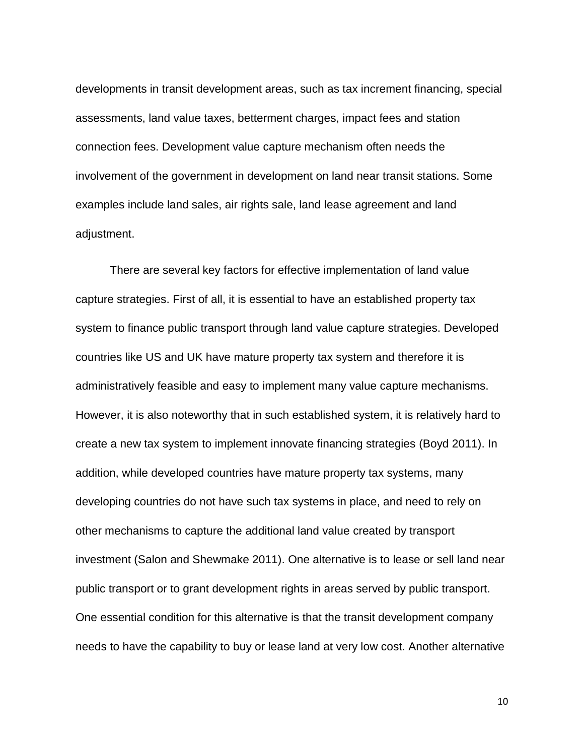developments in transit development areas, such as tax increment financing, special assessments, land value taxes, betterment charges, impact fees and station connection fees. Development value capture mechanism often needs the involvement of the government in development on land near transit stations. Some examples include land sales, air rights sale, land lease agreement and land adjustment.

There are several key factors for effective implementation of land value capture strategies. First of all, it is essential to have an established property tax system to finance public transport through land value capture strategies. Developed countries like US and UK have mature property tax system and therefore it is administratively feasible and easy to implement many value capture mechanisms. However, it is also noteworthy that in such established system, it is relatively hard to create a new tax system to implement innovate financing strategies (Boyd 2011). In addition, while developed countries have mature property tax systems, many developing countries do not have such tax systems in place, and need to rely on other mechanisms to capture the additional land value created by transport investment (Salon and Shewmake 2011). One alternative is to lease or sell land near public transport or to grant development rights in areas served by public transport. One essential condition for this alternative is that the transit development company needs to have the capability to buy or lease land at very low cost. Another alternative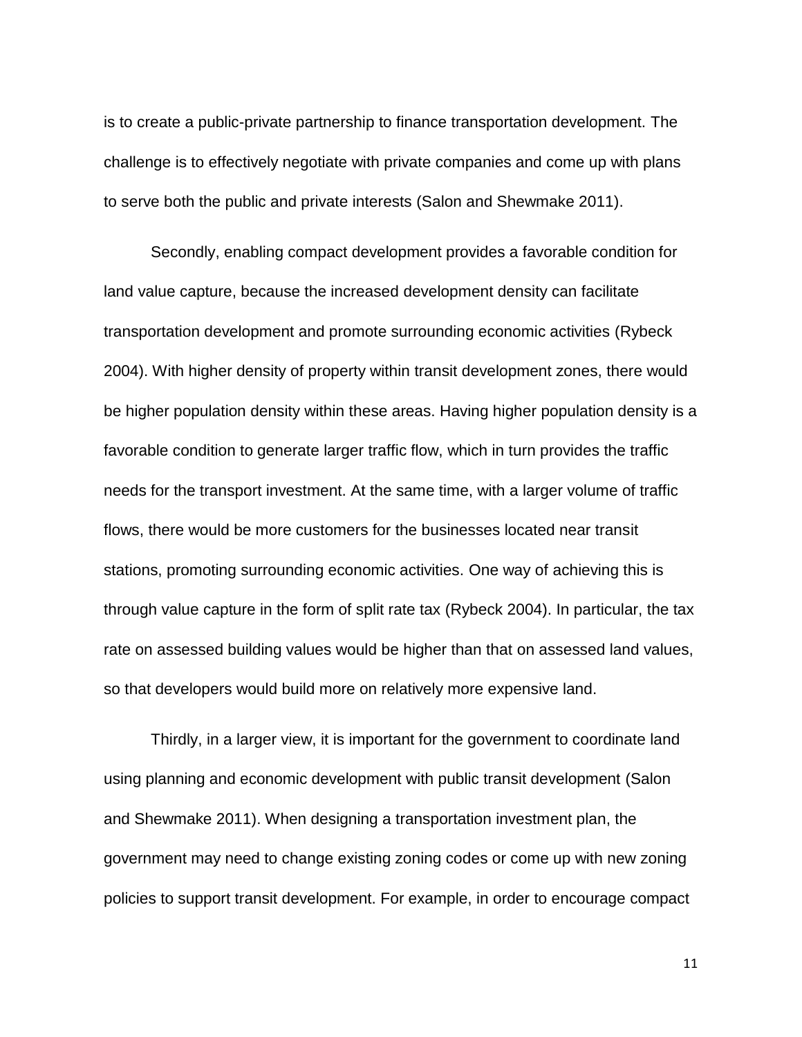is to create a public-private partnership to finance transportation development. The challenge is to effectively negotiate with private companies and come up with plans to serve both the public and private interests (Salon and Shewmake 2011).

Secondly, enabling compact development provides a favorable condition for land value capture, because the increased development density can facilitate transportation development and promote surrounding economic activities (Rybeck 2004). With higher density of property within transit development zones, there would be higher population density within these areas. Having higher population density is a favorable condition to generate larger traffic flow, which in turn provides the traffic needs for the transport investment. At the same time, with a larger volume of traffic flows, there would be more customers for the businesses located near transit stations, promoting surrounding economic activities. One way of achieving this is through value capture in the form of split rate tax (Rybeck 2004). In particular, the tax rate on assessed building values would be higher than that on assessed land values, so that developers would build more on relatively more expensive land.

Thirdly, in a larger view, it is important for the government to coordinate land using planning and economic development with public transit development (Salon and Shewmake 2011). When designing a transportation investment plan, the government may need to change existing zoning codes or come up with new zoning policies to support transit development. For example, in order to encourage compact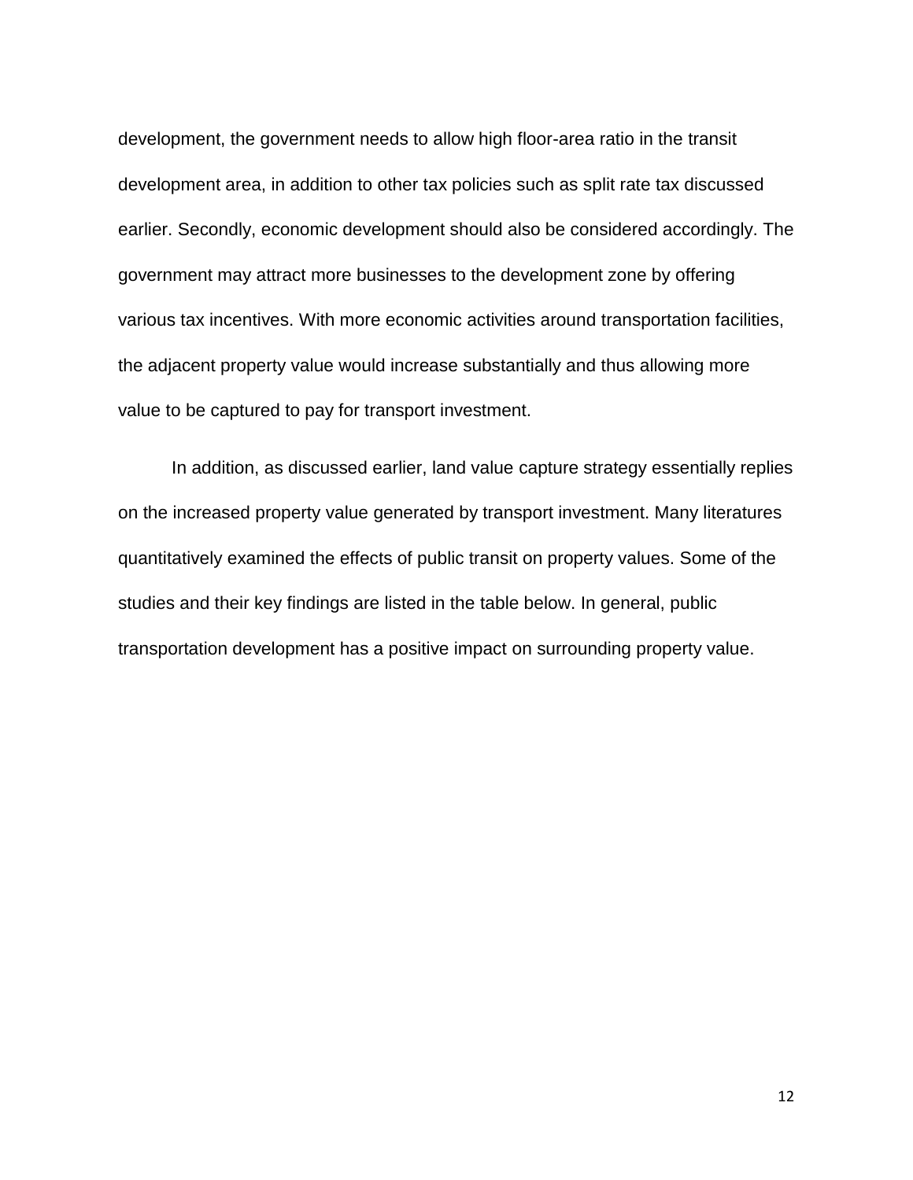development, the government needs to allow high floor-area ratio in the transit development area, in addition to other tax policies such as split rate tax discussed earlier. Secondly, economic development should also be considered accordingly. The government may attract more businesses to the development zone by offering various tax incentives. With more economic activities around transportation facilities, the adjacent property value would increase substantially and thus allowing more value to be captured to pay for transport investment.

In addition, as discussed earlier, land value capture strategy essentially replies on the increased property value generated by transport investment. Many literatures quantitatively examined the effects of public transit on property values. Some of the studies and their key findings are listed in the table below. In general, public transportation development has a positive impact on surrounding property value.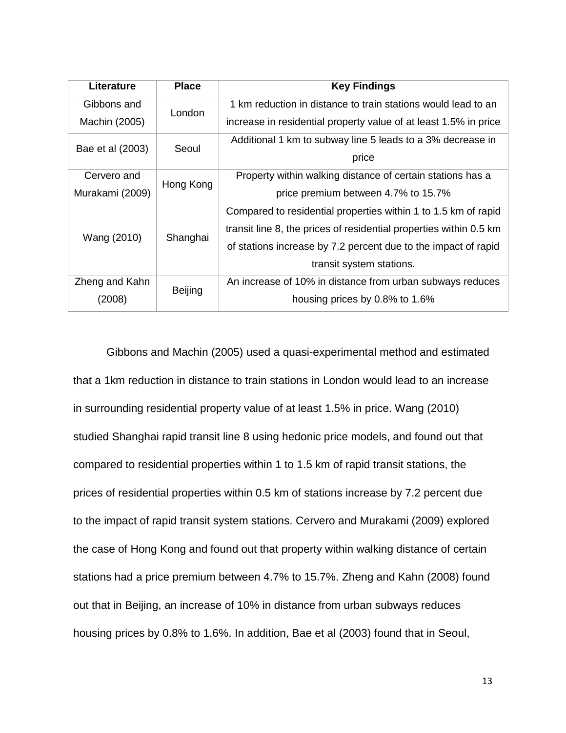| Literature | Place | Key Findings |
|---|---|---|
| Gibbons and Machin (2005) | London | 1 km reduction in distance to train stations would lead to an increase in residential property value of at least 1.5% in price |
| Bae et al (2003) | Seoul | Additional 1 km to subway line 5 leads to a 3% decrease in price |
| Cervero and Murakami (2009) | Hong Kong | Property within walking distance of certain stations has a price premium between 4.7% to 15.7% |
| Wang (2010) | Shanghai | Compared to residential properties within 1 to 1.5 km of rapid transit line 8, the prices of residential properties within 0.5 km of stations increase by 7.2 percent due to the impact of rapid transit system stations. |
| Zheng and Kahn (2008) | Beijing | An increase of 10% in distance from urban subways reduces housing prices by 0.8% to 1.6% |

Gibbons and Machin (2005) used a quasi-experimental method and estimated that a 1km reduction in distance to train stations in London would lead to an increase in surrounding residential property value of at least 1.5% in price. Wang (2010) studied Shanghai rapid transit line 8 using hedonic price models, and found out that compared to residential properties within 1 to 1.5 km of rapid transit stations, the prices of residential properties within 0.5 km of stations increase by 7.2 percent due to the impact of rapid transit system stations. Cervero and Murakami (2009) explored the case of Hong Kong and found out that property within walking distance of certain stations had a price premium between 4.7% to 15.7%. Zheng and Kahn (2008) found out that in Beijing, an increase of 10% in distance from urban subways reduces housing prices by 0.8% to 1.6%. In addition, Bae et al (2003) found that in Seoul,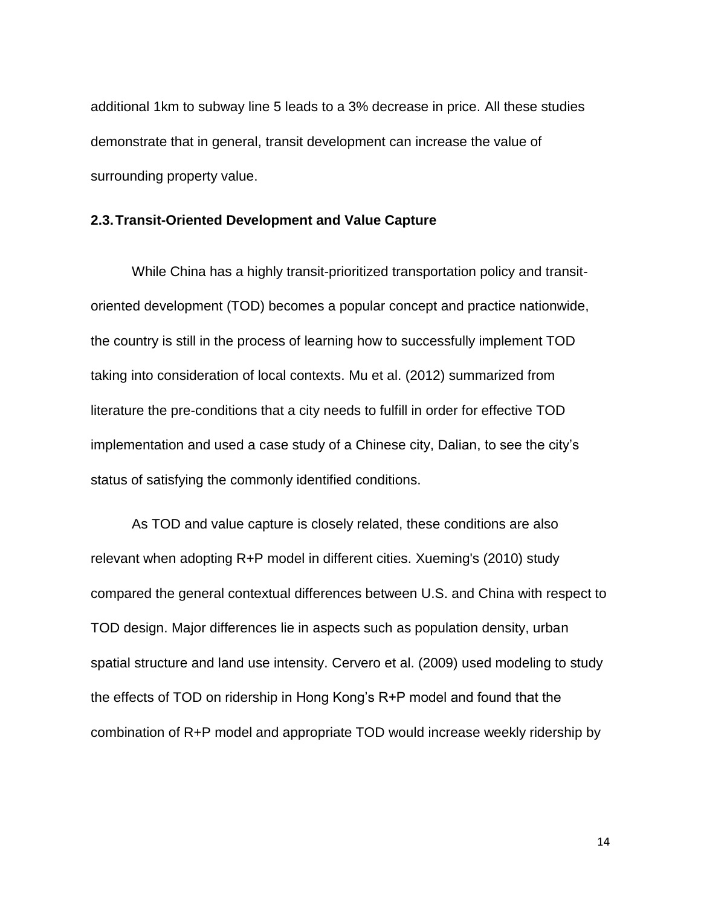additional 1km to subway line 5 leads to a 3% decrease in price. All these studies demonstrate that in general, transit development can increase the value of surrounding property value.

### 2.3. Transit-Oriented Development and Value Capture

While China has a highly transit-prioritized transportation policy and transit-oriented development (TOD) becomes a popular concept and practice nationwide, the country is still in the process of learning how to successfully implement TOD taking into consideration of local contexts. Mu et al. (2012) summarized from literature the pre-conditions that a city needs to fulfill in order for effective TOD implementation and used a case study of a Chinese city, Dalian, to see the city's status of satisfying the commonly identified conditions.

As TOD and value capture is closely related, these conditions are also relevant when adopting R+P model in different cities. Xueming's (2010) study compared the general contextual differences between U.S. and China with respect to TOD design. Major differences lie in aspects such as population density, urban spatial structure and land use intensity. Cervero et al. (2009) used modeling to study the effects of TOD on ridership in Hong Kong's R+P model and found that the combination of R+P model and appropriate TOD would increase weekly ridership by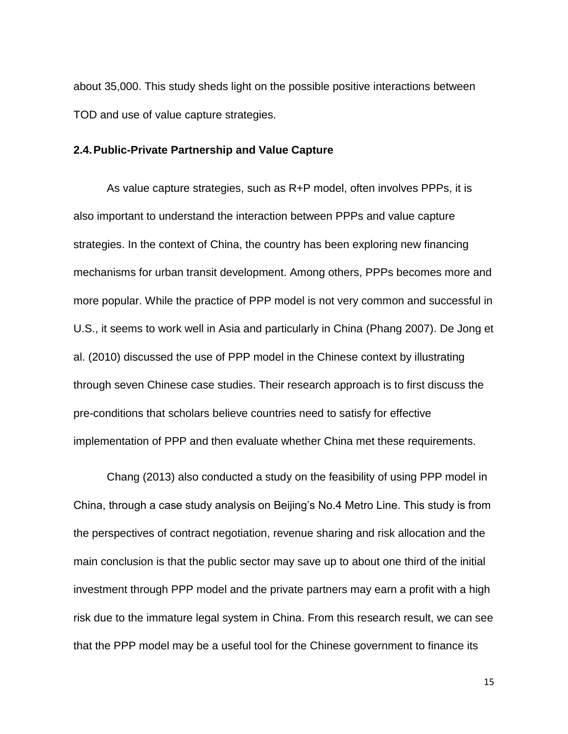about 35,000. This study sheds light on the possible positive interactions between TOD and use of value capture strategies.

### 2.4. Public-Private Partnership and Value Capture

As value capture strategies, such as R+P model, often involves PPPs, it is also important to understand the interaction between PPPs and value capture strategies. In the context of China, the country has been exploring new financing mechanisms for urban transit development. Among others, PPPs becomes more and more popular. While the practice of PPP model is not very common and successful in U.S., it seems to work well in Asia and particularly in China (Phang 2007). De Jong et al. (2010) discussed the use of PPP model in the Chinese context by illustrating through seven Chinese case studies. Their research approach is to first discuss the pre-conditions that scholars believe countries need to satisfy for effective implementation of PPP and then evaluate whether China met these requirements.

Chang (2013) also conducted a study on the feasibility of using PPP model in China, through a case study analysis on Beijing's No.4 Metro Line. This study is from the perspectives of contract negotiation, revenue sharing and risk allocation and the main conclusion is that the public sector may save up to about one third of the initial investment through PPP model and the private partners may earn a profit with a high risk due to the immature legal system in China. From this research result, we can see that the PPP model may be a useful tool for the Chinese government to finance its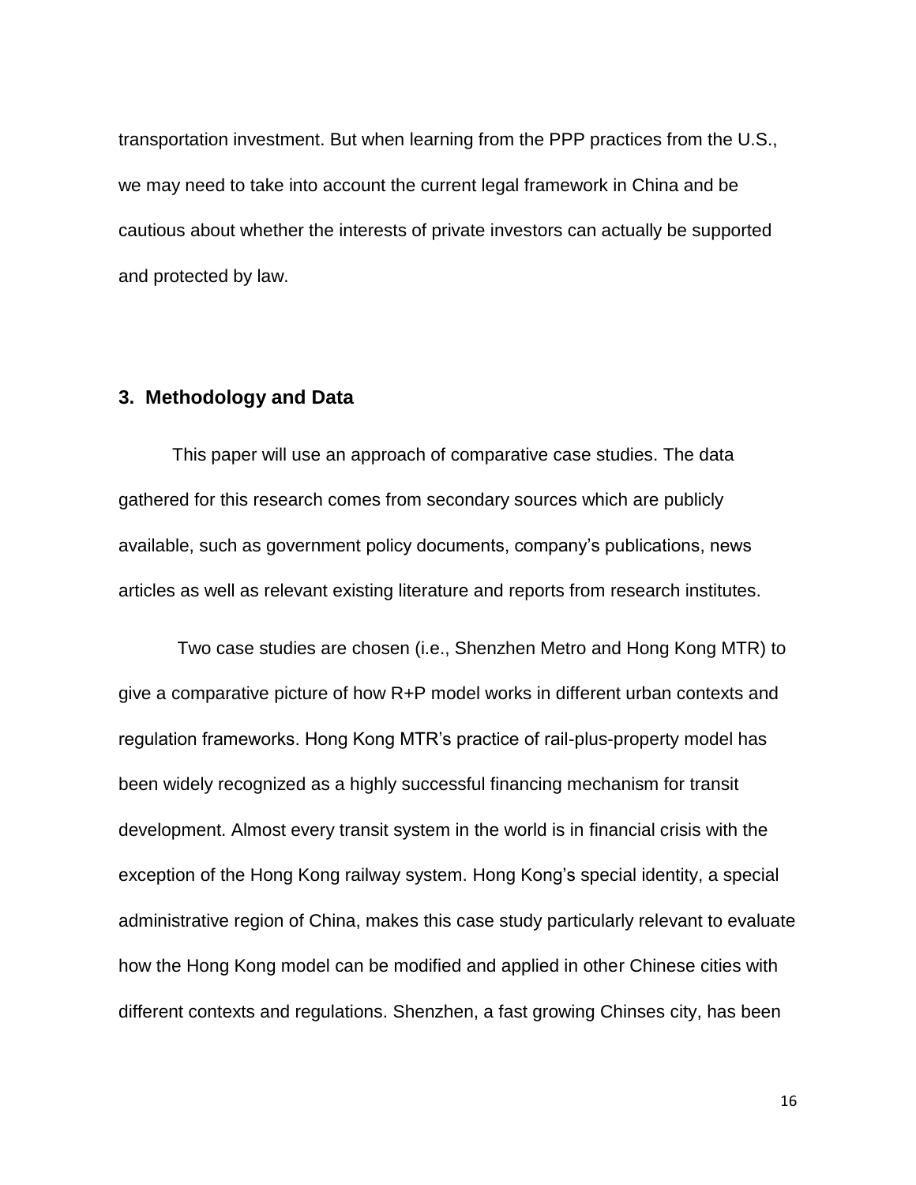transportation investment. But when learning from the PPP practices from the U.S., we may need to take into account the current legal framework in China and be cautious about whether the interests of private investors can actually be supported and protected by law.

## 3. Methodology and Data

This paper will use an approach of comparative case studies. The data gathered for this research comes from secondary sources which are publicly available, such as government policy documents, company's publications, news articles as well as relevant existing literature and reports from research institutes.

Two case studies are chosen (i.e., Shenzhen Metro and Hong Kong MTR) to give a comparative picture of how R+P model works in different urban contexts and regulation frameworks. Hong Kong MTR's practice of rail-plus-property model has been widely recognized as a highly successful financing mechanism for transit development. Almost every transit system in the world is in financial crisis with the exception of the Hong Kong railway system. Hong Kong's special identity, a special administrative region of China, makes this case study particularly relevant to evaluate how the Hong Kong model can be modified and applied in other Chinese cities with different contexts and regulations. Shenzhen, a fast growing Chinses city, has been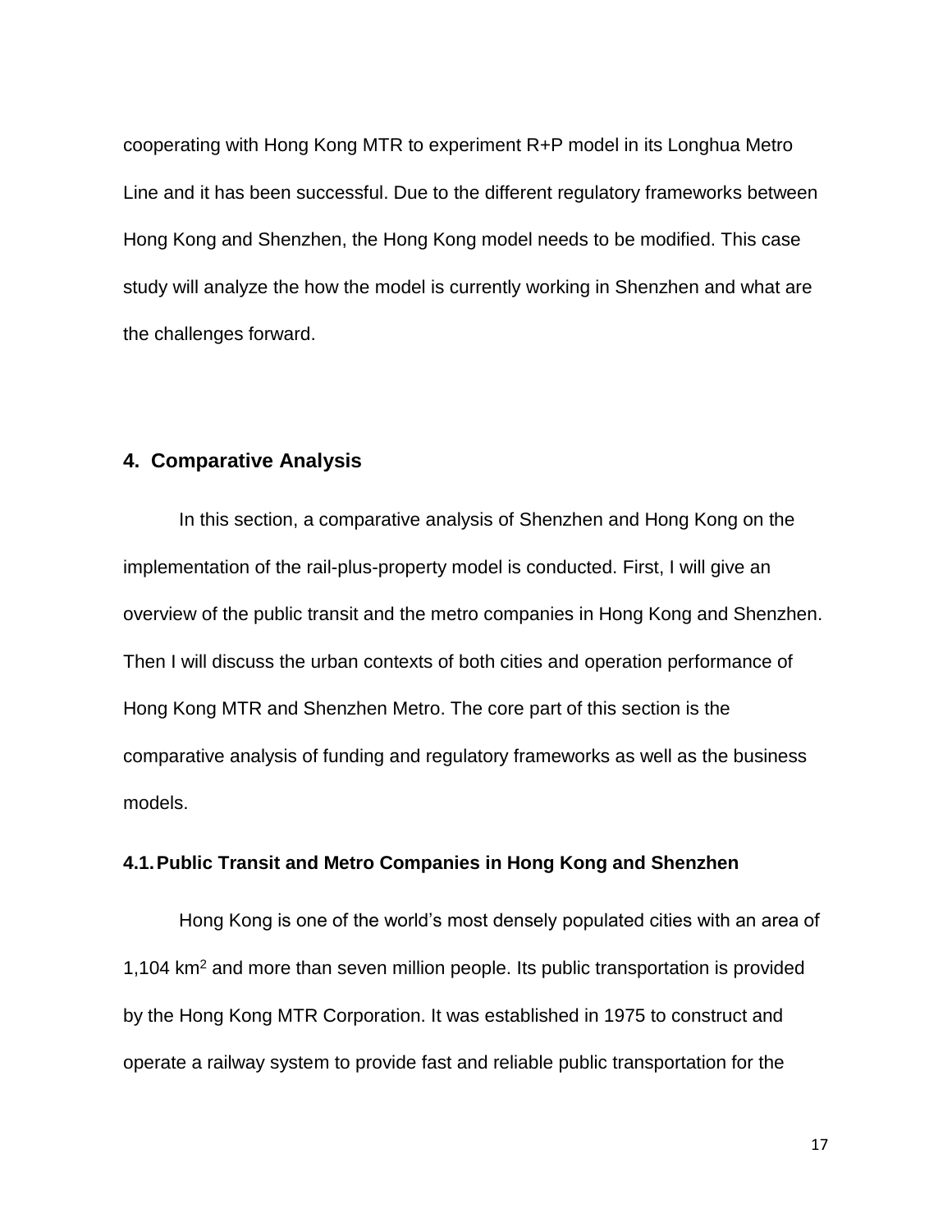cooperating with Hong Kong MTR to experiment R+P model in its Longhua Metro Line and it has been successful. Due to the different regulatory frameworks between Hong Kong and Shenzhen, the Hong Kong model needs to be modified. This case study will analyze the how the model is currently working in Shenzhen and what are the challenges forward.

## 4. Comparative Analysis

In this section, a comparative analysis of Shenzhen and Hong Kong on the implementation of the rail-plus-property model is conducted. First, I will give an overview of the public transit and the metro companies in Hong Kong and Shenzhen. Then I will discuss the urban contexts of both cities and operation performance of Hong Kong MTR and Shenzhen Metro. The core part of this section is the comparative analysis of funding and regulatory frameworks as well as the business models.

### 4.1. Public Transit and Metro Companies in Hong Kong and Shenzhen

Hong Kong is one of the world's most densely populated cities with an area of 1,104 $km^2$ and more than seven million people. Its public transportation is provided by the Hong Kong MTR Corporation. It was established in 1975 to construct and operate a railway system to provide fast and reliable public transportation for the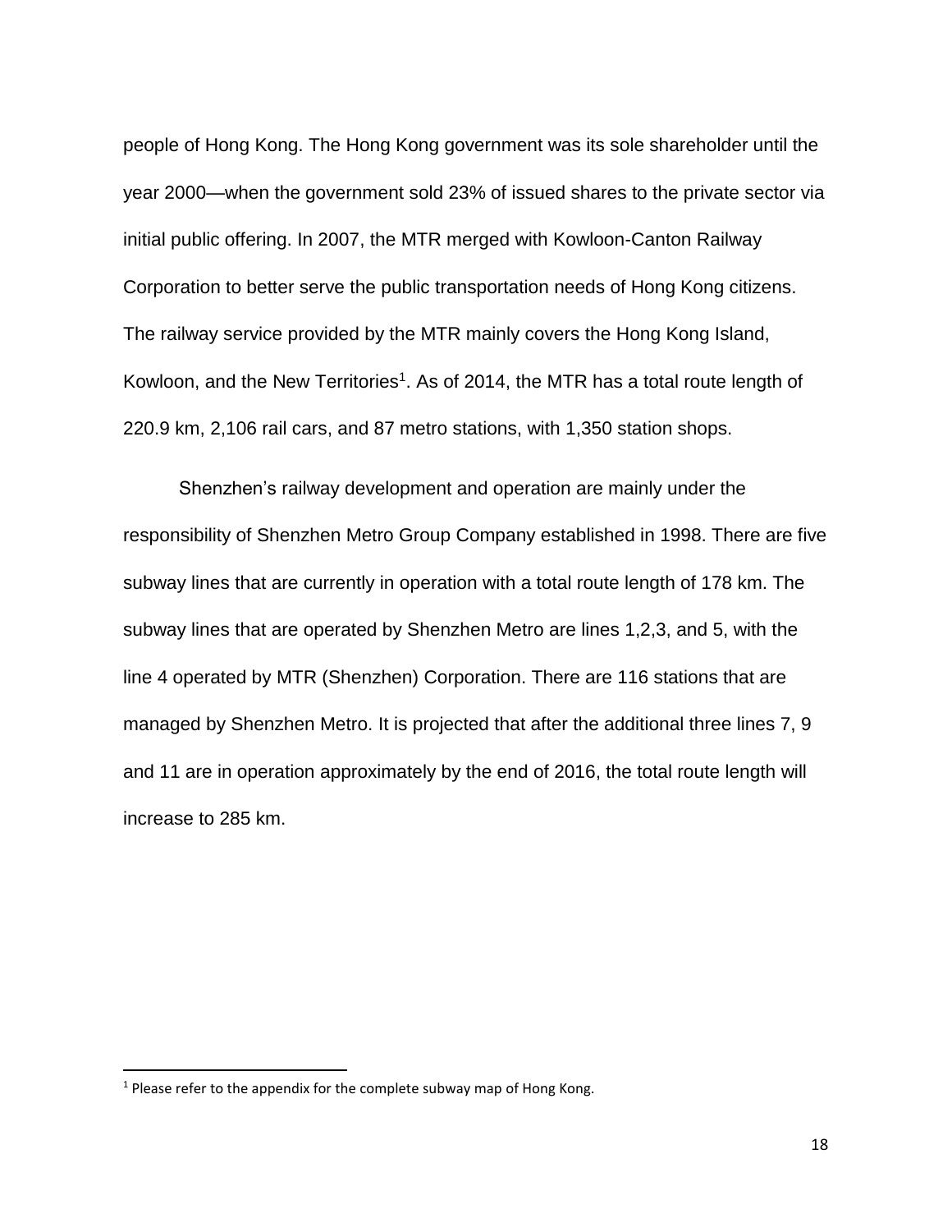people of Hong Kong. The Hong Kong government was its sole shareholder until the year 2000—when the government sold 23% of issued shares to the private sector via initial public offering. In 2007, the MTR merged with Kowloon-Canton Railway Corporation to better serve the public transportation needs of Hong Kong citizens. The railway service provided by the MTR mainly covers the Hong Kong Island, Kowloon, and the New Territories[1]. As of 2014, the MTR has a total route length of 220.9 km, 2,106 rail cars, and 87 metro stations, with 1,350 station shops.

Shenzhen's railway development and operation are mainly under the responsibility of Shenzhen Metro Group Company established in 1998. There are five subway lines that are currently in operation with a total route length of 178 km. The subway lines that are operated by Shenzhen Metro are lines 1,2,3, and 5, with the line 4 operated by MTR (Shenzhen) Corporation. There are 116 stations that are managed by Shenzhen Metro. It is projected that after the additional three lines 7, 9 and 11 are in operation approximately by the end of 2016, the total route length will increase to 285 km.

---

[1] Please refer to the appendix for the complete subway map of Hong Kong.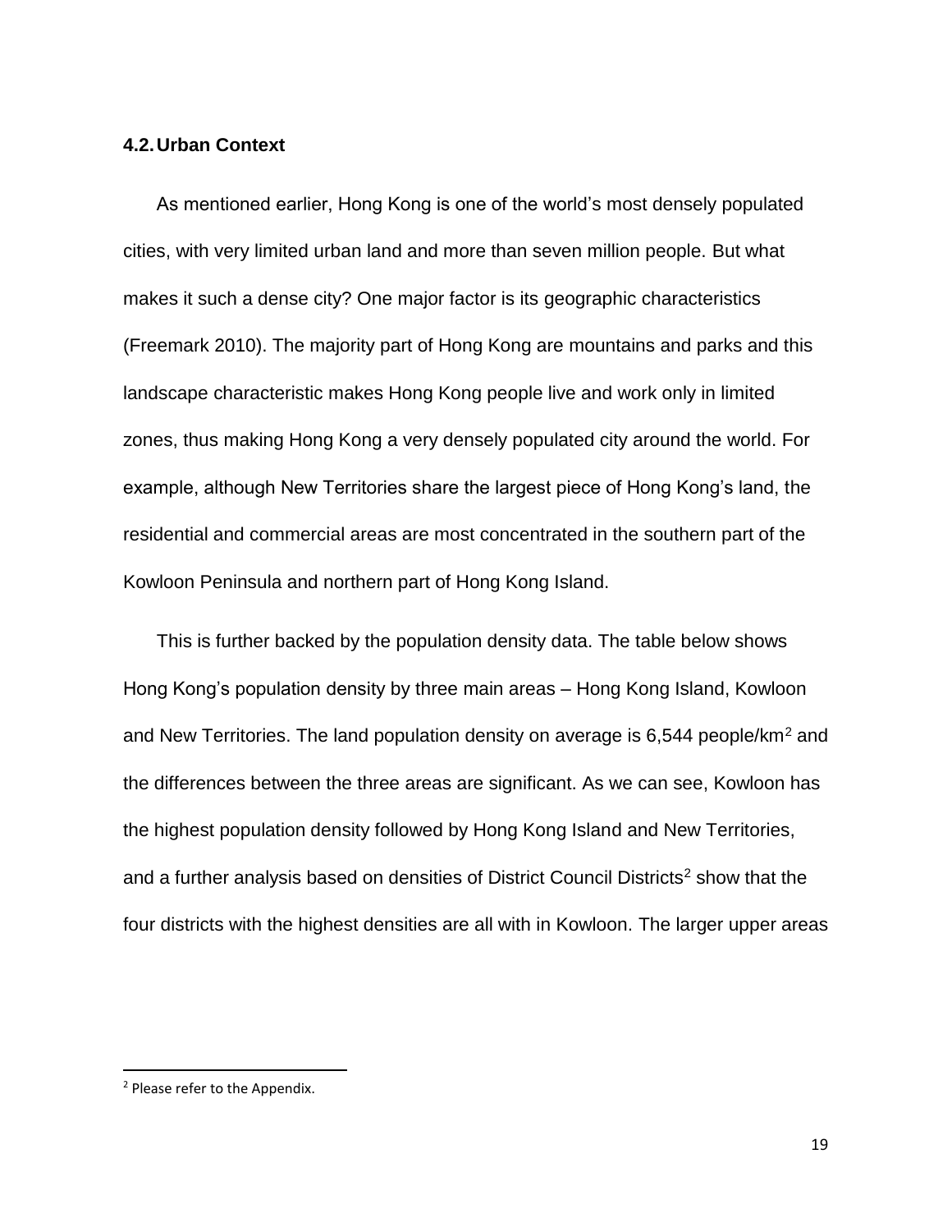### 4.2. Urban Context

As mentioned earlier, Hong Kong is one of the world's most densely populated cities, with very limited urban land and more than seven million people. But what makes it such a dense city? One major factor is its geographic characteristics (Freemark 2010). The majority part of Hong Kong are mountains and parks and this landscape characteristic makes Hong Kong people live and work only in limited zones, thus making Hong Kong a very densely populated city around the world. For example, although New Territories share the largest piece of Hong Kong's land, the residential and commercial areas are most concentrated in the southern part of the Kowloon Peninsula and northern part of Hong Kong Island.

This is further backed by the population density data. The table below shows Hong Kong's population density by three main areas – Hong Kong Island, Kowloon and New Territories. The land population density on average is 6,544 people/km$^2$ and the differences between the three areas are significant. As we can see, Kowloon has the highest population density followed by Hong Kong Island and New Territories, and a further analysis based on densities of District Council Districts[2] show that the four districts with the highest densities are all with in Kowloon. The larger upper areas

[2] Please refer to the Appendix.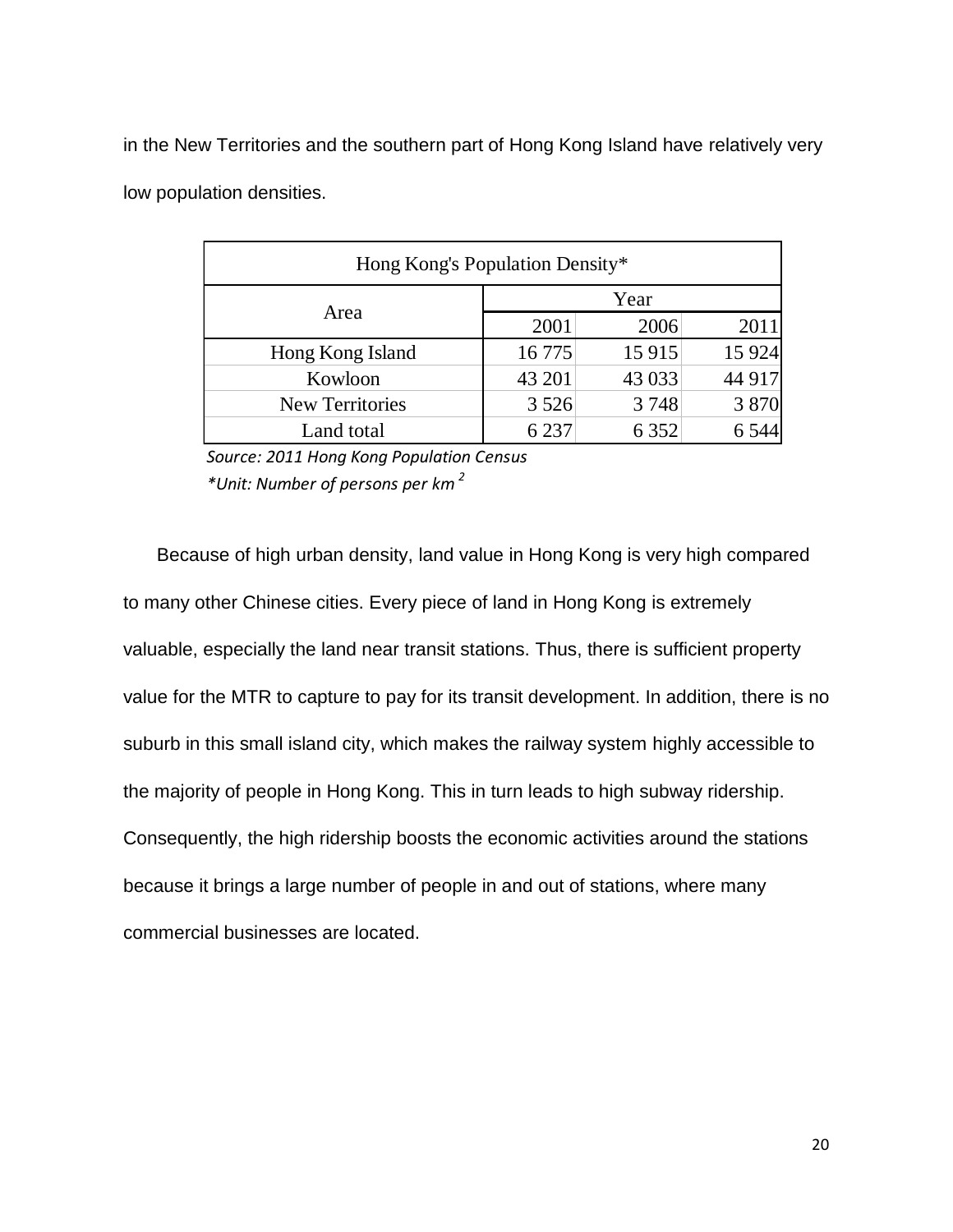in the New Territories and the southern part of Hong Kong Island have relatively very low population densities.

| Hong Kong's Population Density* | | | |
|---|---|---|---|
| Area | Year | | |
| | 2001 | 2006 | 2011 |
| Hong Kong Island | 16 775 | 15 915 | 15 924 |
| Kowloon | 43 201 | 43 033 | 44 917 |
| New Territories | 3 526 | 3 748 | 3 870 |
| Land total | 6 237 | 6 352 | 6 544 |

*Source: 2011 Hong Kong Population Census*

*\*Unit: Number of persons per km $^2$*

Because of high urban density, land value in Hong Kong is very high compared to many other Chinese cities. Every piece of land in Hong Kong is extremely valuable, especially the land near transit stations. Thus, there is sufficient property value for the MTR to capture to pay for its transit development. In addition, there is no suburb in this small island city, which makes the railway system highly accessible to the majority of people in Hong Kong. This in turn leads to high subway ridership. Consequently, the high ridership boosts the economic activities around the stations because it brings a large number of people in and out of stations, where many commercial businesses are located.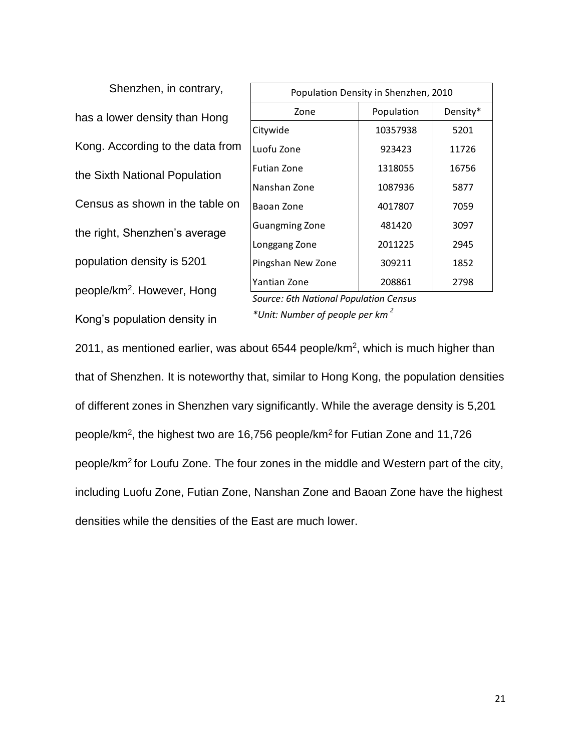Shenzhen, in contrary, has a lower density than Hong Kong. According to the data from the Sixth National Population Census as shown in the table on the right, Shenzhen's average population density is 5201 people/km$^2$. However, Hong Kong's population density in 2011, as mentioned earlier, was about 6544 people/km$^2$, which is much higher than that of Shenzhen. It is noteworthy that, similar to Hong Kong, the population densities of different zones in Shenzhen vary significantly. While the average density is 5,201 people/km$^2$, the highest two are 16,756 people/km$^2$ for Futian Zone and 11,726 people/km$^2$ for Loufu Zone. The four zones in the middle and Western part of the city, including Luofu Zone, Futian Zone, Nanshan Zone and Baoan Zone have the highest densities while the densities of the East are much lower.

| Population Density in Shenzhen, 2010 | | |
|---|---|---|
| Zone | Population | Density* |
| Citywide | 10357938 | 5201 |
| Luofu Zone | 923423 | 11726 |
| Futian Zone | 1318055 | 16756 |
| Nanshan Zone | 1087936 | 5877 |
| Baoan Zone | 4017807 | 7059 |
| Guangming Zone | 481420 | 3097 |
| Longgang Zone | 2011225 | 2945 |
| Pingshan New Zone | 309211 | 1852 |
| Yantian Zone | 208861 | 2798 |

*Source: 6th National Population Census*

*\*Unit: Number of people per km$^2$*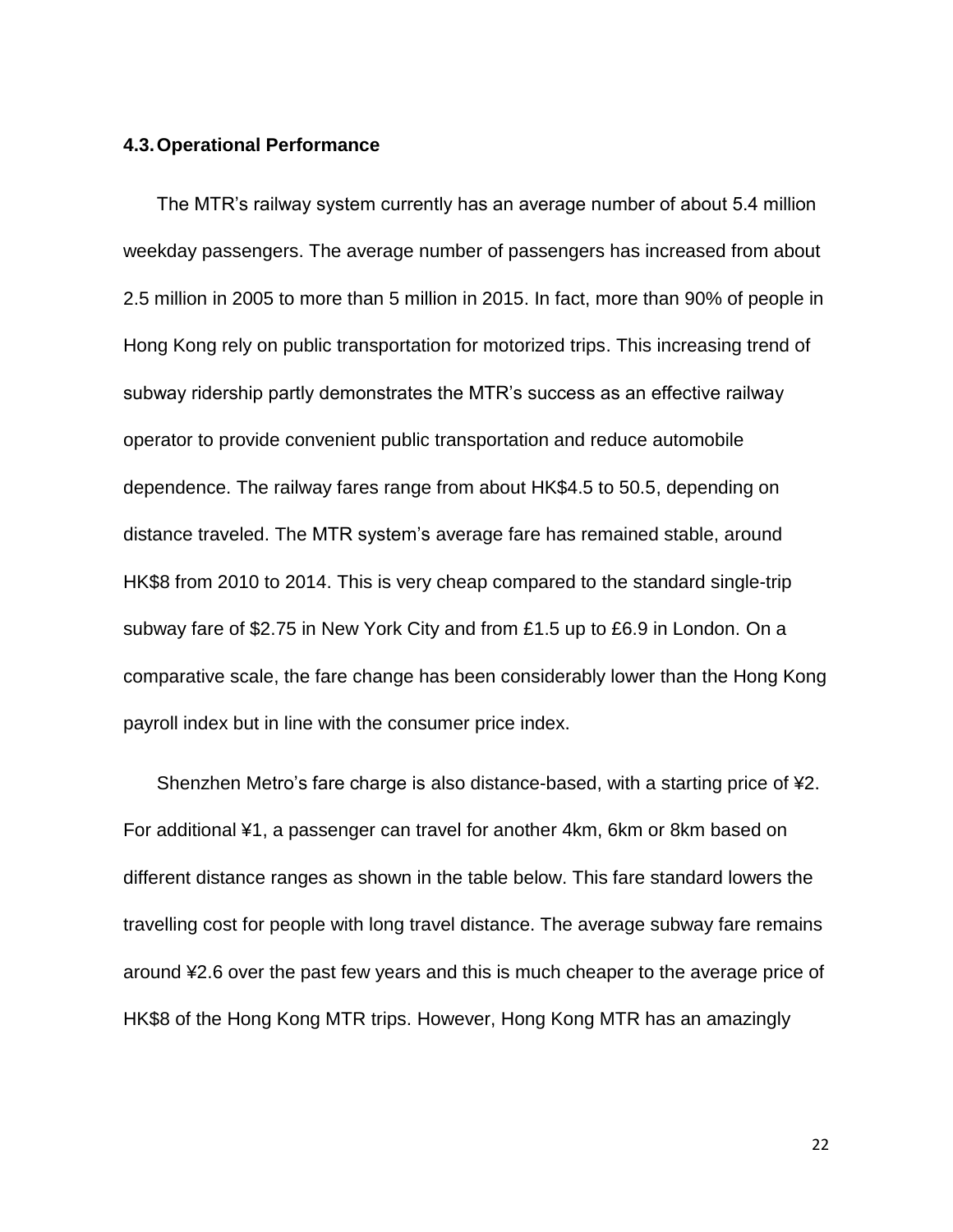### 4.3. Operational Performance

The MTR's railway system currently has an average number of about 5.4 million weekday passengers. The average number of passengers has increased from about 2.5 million in 2005 to more than 5 million in 2015. In fact, more than 90% of people in Hong Kong rely on public transportation for motorized trips. This increasing trend of subway ridership partly demonstrates the MTR's success as an effective railway operator to provide convenient public transportation and reduce automobile dependence. The railway fares range from about HK$4.5 to 50.5, depending on distance traveled. The MTR system's average fare has remained stable, around HK$8 from 2010 to 2014. This is very cheap compared to the standard single-trip subway fare of $2.75 in New York City and from £1.5 up to £6.9 in London. On a comparative scale, the fare change has been considerably lower than the Hong Kong payroll index but in line with the consumer price index.

Shenzhen Metro's fare charge is also distance-based, with a starting price of ¥2. For additional ¥1, a passenger can travel for another 4km, 6km or 8km based on different distance ranges as shown in the table below. This fare standard lowers the travelling cost for people with long travel distance. The average subway fare remains around ¥2.6 over the past few years and this is much cheaper to the average price of HK$8 of the Hong Kong MTR trips. However, Hong Kong MTR has an amazingly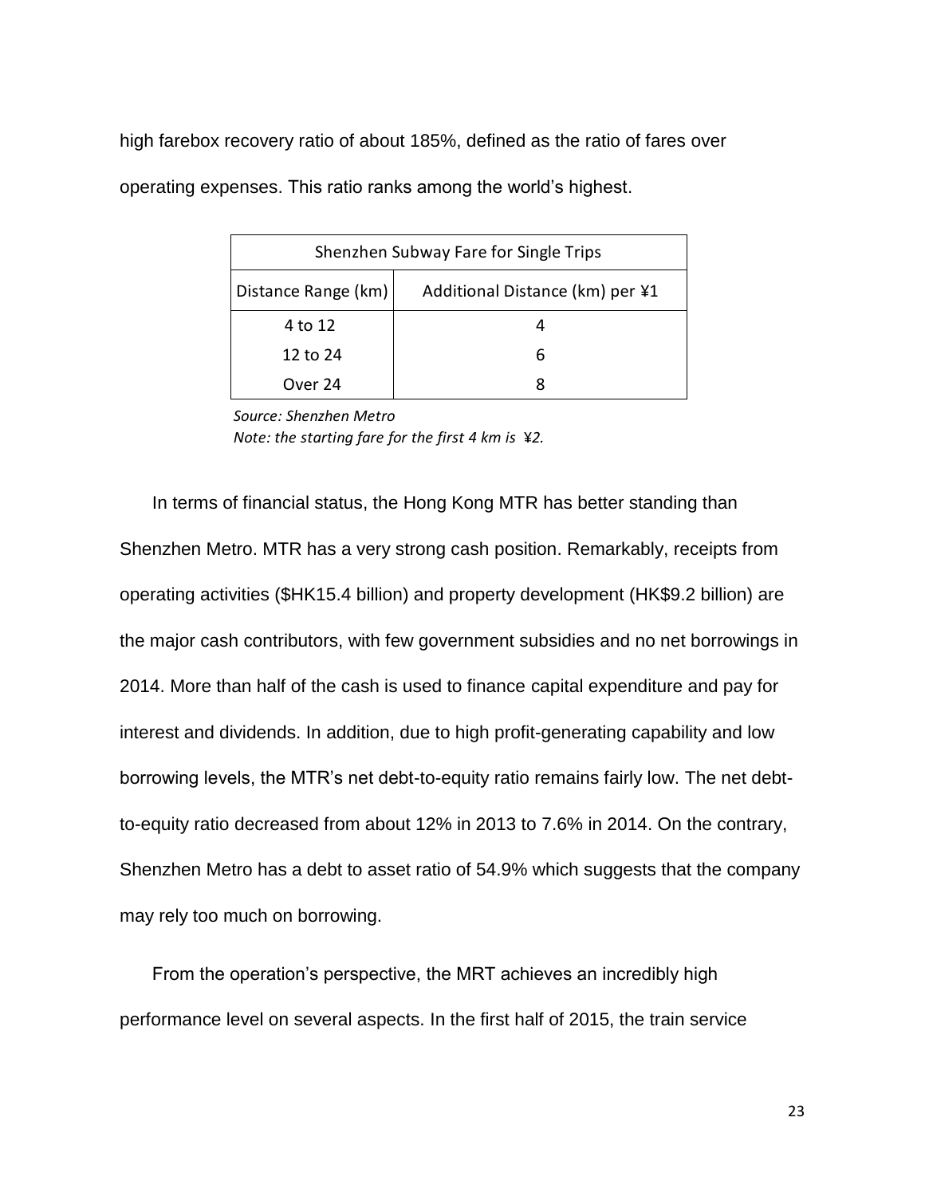high farebox recovery ratio of about 185%, defined as the ratio of fares over operating expenses. This ratio ranks among the world's highest.

| Shenzhen Subway Fare for Single Trips | |
|---|---|
| Distance Range (km) | Additional Distance (km) per ¥1 |
| 4 to 12 | 4 |
| 12 to 24 | 6 |
| Over 24 | 8 |

*Source: Shenzhen Metro*
*Note: the starting fare for the first 4 km is ¥2.*

In terms of financial status, the Hong Kong MTR has better standing than Shenzhen Metro. MTR has a very strong cash position. Remarkably, receipts from operating activities ($HK15.4 billion) and property development (HK$9.2 billion) are the major cash contributors, with few government subsidies and no net borrowings in 2014. More than half of the cash is used to finance capital expenditure and pay for interest and dividends. In addition, due to high profit-generating capability and low borrowing levels, the MTR's net debt-to-equity ratio remains fairly low. The net debt-to-equity ratio decreased from about 12% in 2013 to 7.6% in 2014. On the contrary, Shenzhen Metro has a debt to asset ratio of 54.9% which suggests that the company may rely too much on borrowing.

From the operation's perspective, the MRT achieves an incredibly high performance level on several aspects. In the first half of 2015, the train service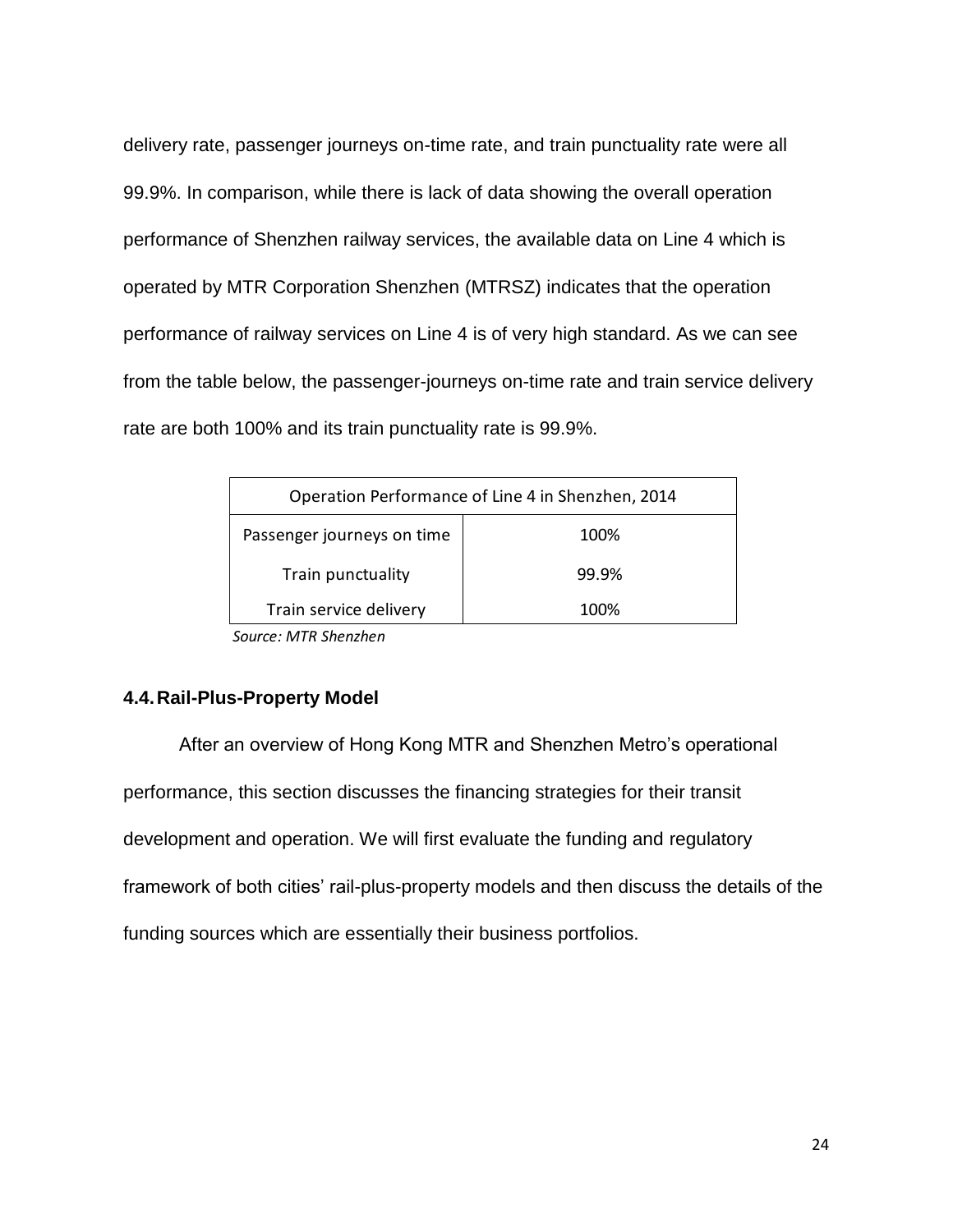delivery rate, passenger journeys on-time rate, and train punctuality rate were all 99.9%. In comparison, while there is lack of data showing the overall operation performance of Shenzhen railway services, the available data on Line 4 which is operated by MTR Corporation Shenzhen (MTRSZ) indicates that the operation performance of railway services on Line 4 is of very high standard. As we can see from the table below, the passenger-journeys on-time rate and train service delivery rate are both 100% and its train punctuality rate is 99.9%.

| Operation Performance of Line 4 in Shenzhen, 2014 | |
|---|---|
| Passenger journeys on time | 100% |
| Train punctuality | 99.9% |
| Train service delivery | 100% |

*Source: MTR Shenzhen*

### 4.4. Rail-Plus-Property Model

After an overview of Hong Kong MTR and Shenzhen Metro's operational performance, this section discusses the financing strategies for their transit development and operation. We will first evaluate the funding and regulatory framework of both cities' rail-plus-property models and then discuss the details of the funding sources which are essentially their business portfolios.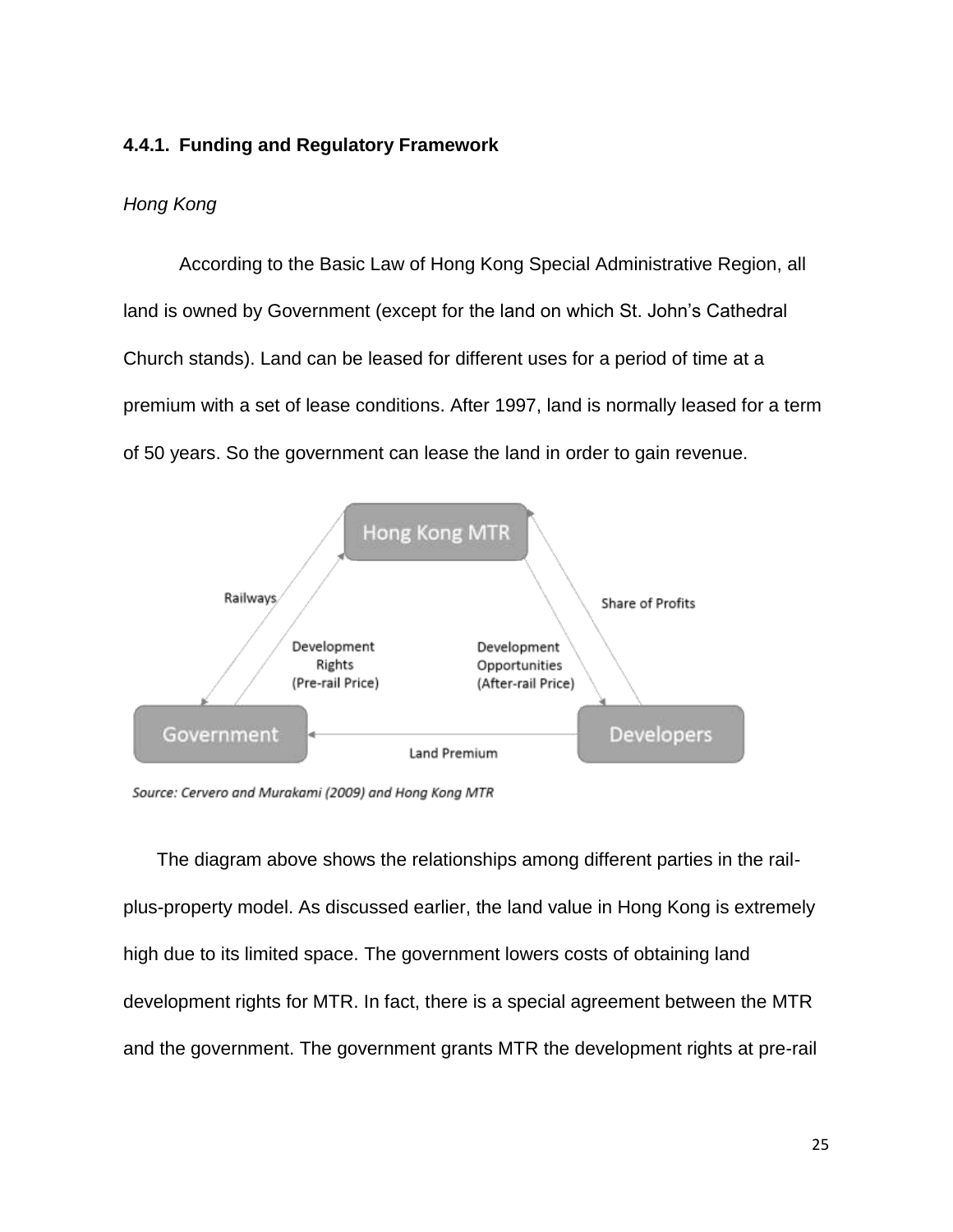### 4.4.1. Funding and Regulatory Framework

*Hong Kong*

According to the Basic Law of Hong Kong Special Administrative Region, all land is owned by Government (except for the land on which St. John's Cathedral Church stands). Land can be leased for different uses for a period of time at a premium with a set of lease conditions. After 1997, land is normally leased for a term of 50 years. So the government can lease the land in order to gain revenue.

Hong Kong MTR

Railways

Development Rights (Pre-rail Price)

Development Opportunities (After-rail Price)

Share of Profits

Government

Land Premium

Developers

*Source: Cervero and Murakami (2009) and Hong Kong MTR*

The diagram above shows the relationships among different parties in the rail-plus-property model. As discussed earlier, the land value in Hong Kong is extremely high due to its limited space. The government lowers costs of obtaining land development rights for MTR. In fact, there is a special agreement between the MTR and the government. The government grants MTR the development rights at pre-rail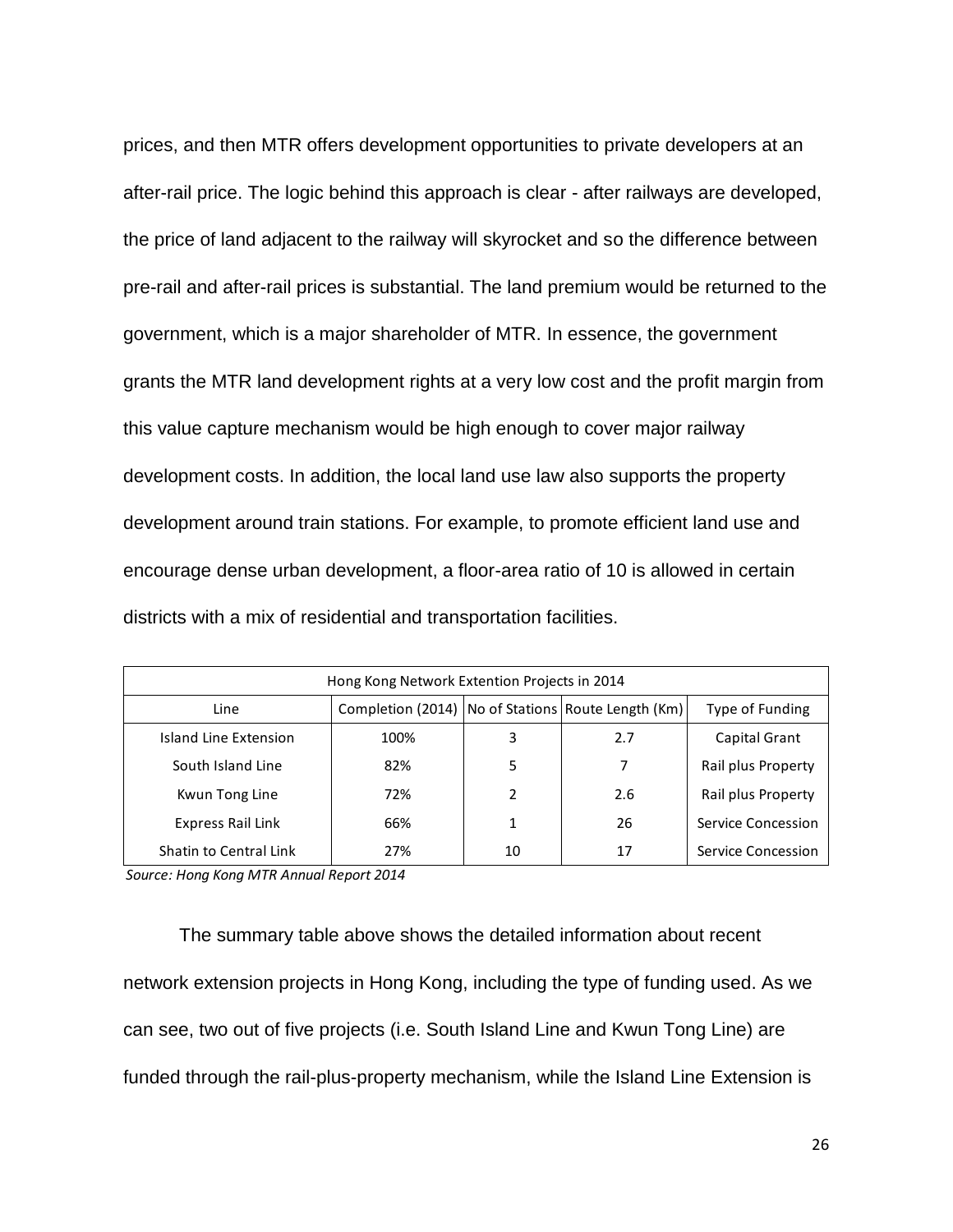prices, and then MTR offers development opportunities to private developers at an after-rail price. The logic behind this approach is clear - after railways are developed, the price of land adjacent to the railway will skyrocket and so the difference between pre-rail and after-rail prices is substantial. The land premium would be returned to the government, which is a major shareholder of MTR. In essence, the government grants the MTR land development rights at a very low cost and the profit margin from this value capture mechanism would be high enough to cover major railway development costs. In addition, the local land use law also supports the property development around train stations. For example, to promote efficient land use and encourage dense urban development, a floor-area ratio of 10 is allowed in certain districts with a mix of residential and transportation facilities.

| Hong Kong Network Extention Projects in 2014 | | | | |
|---|---|---|---|---|
| Line | Completion (2014) | No of Stations | Route Length (Km) | Type of Funding |
| Island Line Extension | 100% | 3 | 2.7 | Capital Grant |
| South Island Line | 82% | 5 | 7 | Rail plus Property |
| Kwun Tong Line | 72% | 2 | 2.6 | Rail plus Property |
| Express Rail Link | 66% | 1 | 26 | Service Concession |
| Shatin to Central Link | 27% | 10 | 17 | Service Concession |

*Source: Hong Kong MTR Annual Report 2014*

The summary table above shows the detailed information about recent network extension projects in Hong Kong, including the type of funding used. As we can see, two out of five projects (i.e. South Island Line and Kwun Tong Line) are funded through the rail-plus-property mechanism, while the Island Line Extension is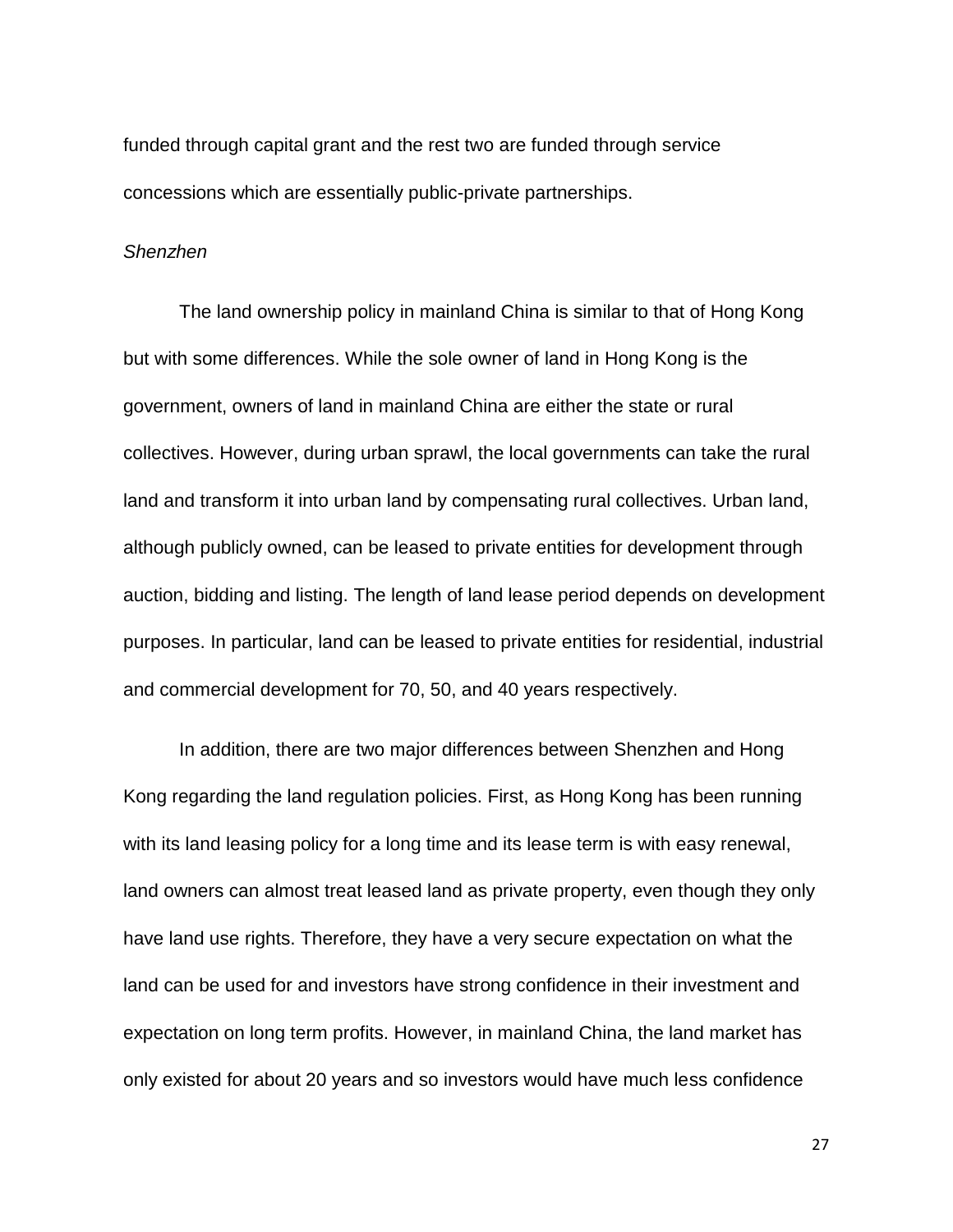funded through capital grant and the rest two are funded through service concessions which are essentially public-private partnerships.

*Shenzhen*

The land ownership policy in mainland China is similar to that of Hong Kong but with some differences. While the sole owner of land in Hong Kong is the government, owners of land in mainland China are either the state or rural collectives. However, during urban sprawl, the local governments can take the rural land and transform it into urban land by compensating rural collectives. Urban land, although publicly owned, can be leased to private entities for development through auction, bidding and listing. The length of land lease period depends on development purposes. In particular, land can be leased to private entities for residential, industrial and commercial development for 70, 50, and 40 years respectively.

In addition, there are two major differences between Shenzhen and Hong Kong regarding the land regulation policies. First, as Hong Kong has been running with its land leasing policy for a long time and its lease term is with easy renewal, land owners can almost treat leased land as private property, even though they only have land use rights. Therefore, they have a very secure expectation on what the land can be used for and investors have strong confidence in their investment and expectation on long term profits. However, in mainland China, the land market has only existed for about 20 years and so investors would have much less confidence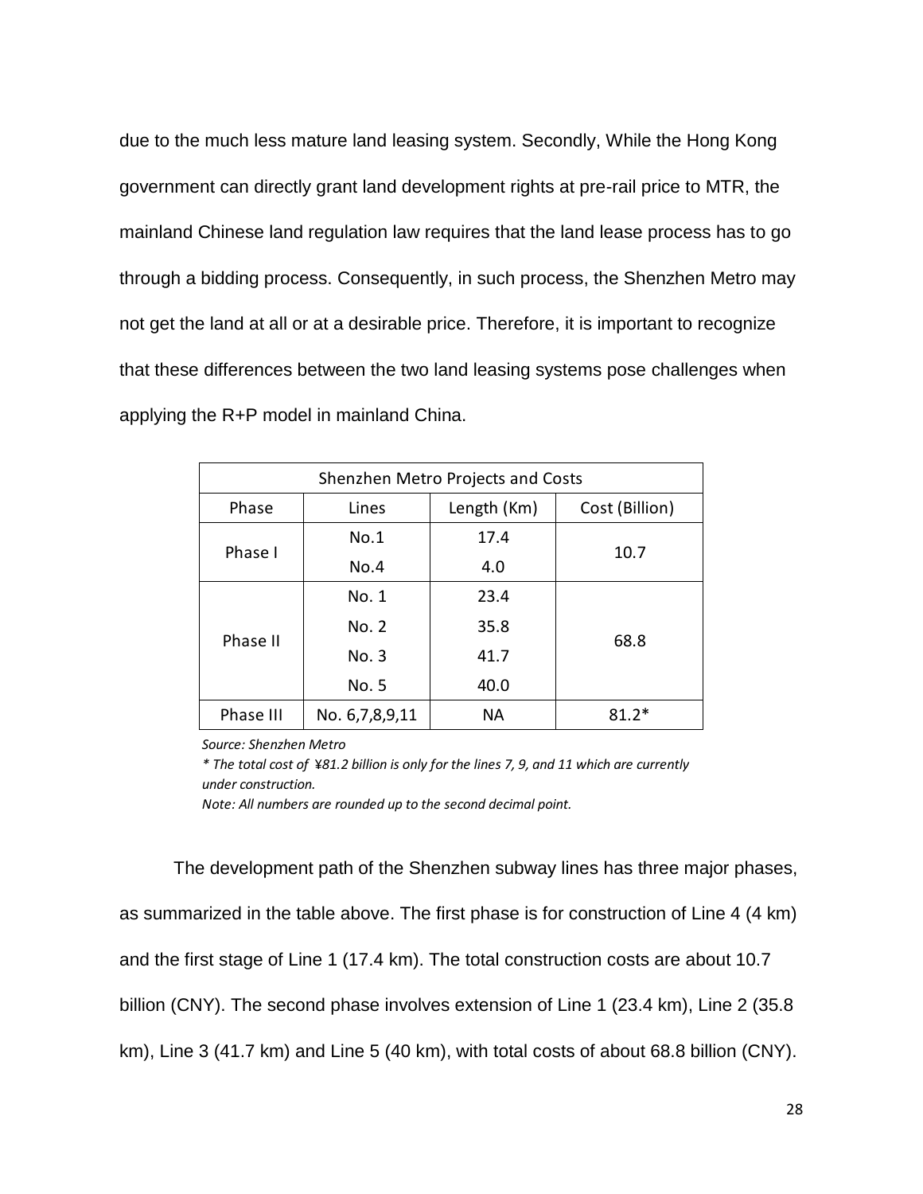due to the much less mature land leasing system. Secondly, While the Hong Kong government can directly grant land development rights at pre-rail price to MTR, the mainland Chinese land regulation law requires that the land lease process has to go through a bidding process. Consequently, in such process, the Shenzhen Metro may not get the land at all or at a desirable price. Therefore, it is important to recognize that these differences between the two land leasing systems pose challenges when applying the R+P model in mainland China.

| Shenzhen Metro Projects and Costs | | | |
|---|---|---|---|
| Phase | Lines | Length (Km) | Cost (Billion) |
| Phase I | No.1 | 17.4 | 10.7 |
| | No.4 | 4.0 | |
| Phase II | No. 1 | 23.4 | 68.8 |
| | No. 2 | 35.8 | |
| | No. 3 | 41.7 | |
| | No. 5 | 40.0 | |
| Phase III | No. 6,7,8,9,11 | NA | 81.2* |

*Source: Shenzhen Metro*

*\* The total cost of ¥81.2 billion is only for the lines 7, 9, and 11 which are currently under construction.*

*Note: All numbers are rounded up to the second decimal point.*

The development path of the Shenzhen subway lines has three major phases, as summarized in the table above. The first phase is for construction of Line 4 (4 km) and the first stage of Line 1 (17.4 km). The total construction costs are about 10.7 billion (CNY). The second phase involves extension of Line 1 (23.4 km), Line 2 (35.8 km), Line 3 (41.7 km) and Line 5 (40 km), with total costs of about 68.8 billion (CNY).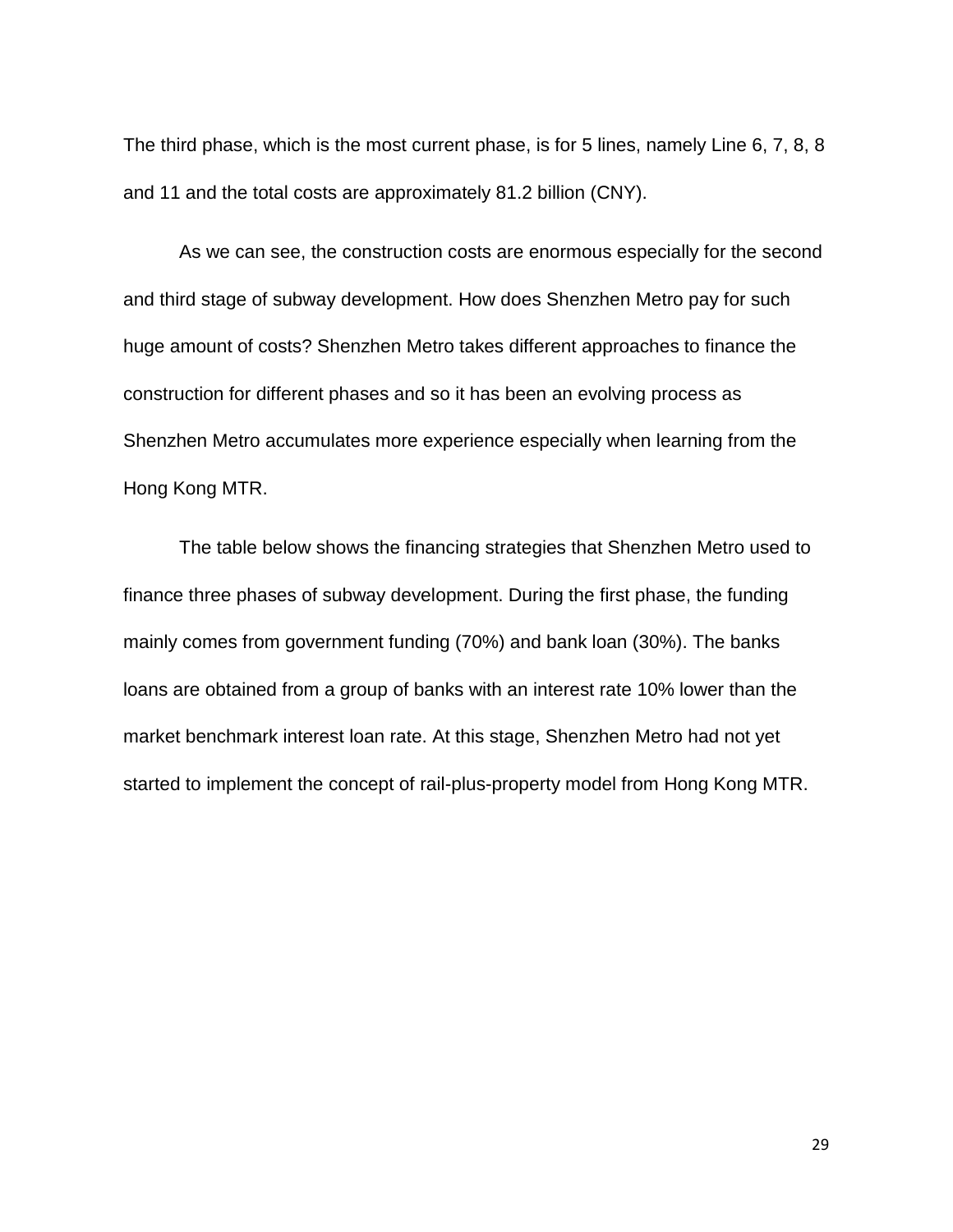The third phase, which is the most current phase, is for 5 lines, namely Line 6, 7, 8, 8 and 11 and the total costs are approximately 81.2 billion (CNY).

As we can see, the construction costs are enormous especially for the second and third stage of subway development. How does Shenzhen Metro pay for such huge amount of costs? Shenzhen Metro takes different approaches to finance the construction for different phases and so it has been an evolving process as Shenzhen Metro accumulates more experience especially when learning from the Hong Kong MTR.

The table below shows the financing strategies that Shenzhen Metro used to finance three phases of subway development. During the first phase, the funding mainly comes from government funding (70%) and bank loan (30%). The banks loans are obtained from a group of banks with an interest rate 10% lower than the market benchmark interest loan rate. At this stage, Shenzhen Metro had not yet started to implement the concept of rail-plus-property model from Hong Kong MTR.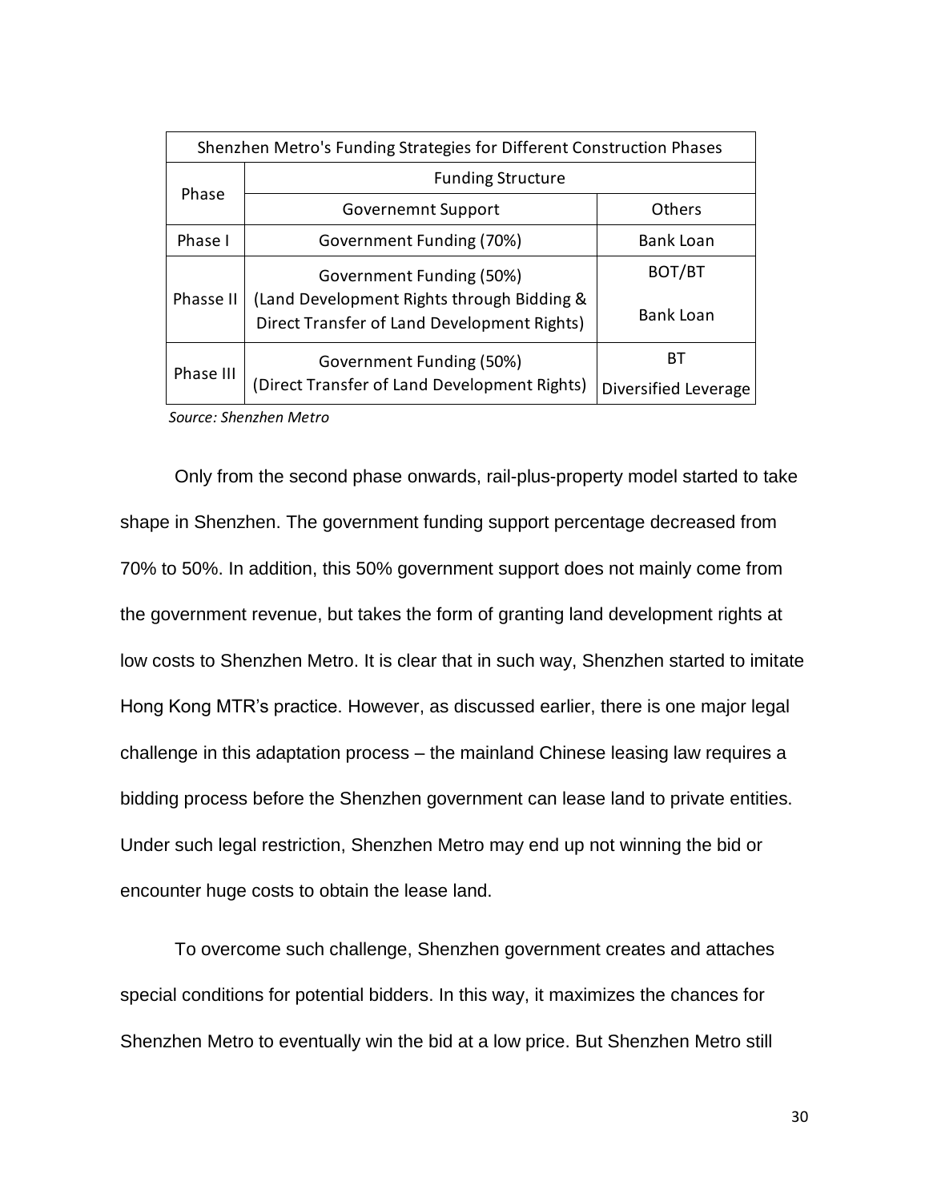| Shenzhen Metro's Funding Strategies for Different Construction Phases | | |
|---|---|---|
| Phase | Funding Structure | |
| | Governemnt Support | Others |
| Phase I | Government Funding (70%) | Bank Loan |
| Phasse II | Government Funding (50%) (Land Development Rights through Bidding & Direct Transfer of Land Development Rights) | BOT/BT<br>Bank Loan |
| Phase III | Government Funding (50%) (Direct Transfer of Land Development Rights) | BT<br>Diversified Leverage |

*Source: Shenzhen Metro*

Only from the second phase onwards, rail-plus-property model started to take shape in Shenzhen. The government funding support percentage decreased from 70% to 50%. In addition, this 50% government support does not mainly come from the government revenue, but takes the form of granting land development rights at low costs to Shenzhen Metro. It is clear that in such way, Shenzhen started to imitate Hong Kong MTR's practice. However, as discussed earlier, there is one major legal challenge in this adaptation process – the mainland Chinese leasing law requires a bidding process before the Shenzhen government can lease land to private entities. Under such legal restriction, Shenzhen Metro may end up not winning the bid or encounter huge costs to obtain the lease land.

To overcome such challenge, Shenzhen government creates and attaches special conditions for potential bidders. In this way, it maximizes the chances for Shenzhen Metro to eventually win the bid at a low price. But Shenzhen Metro still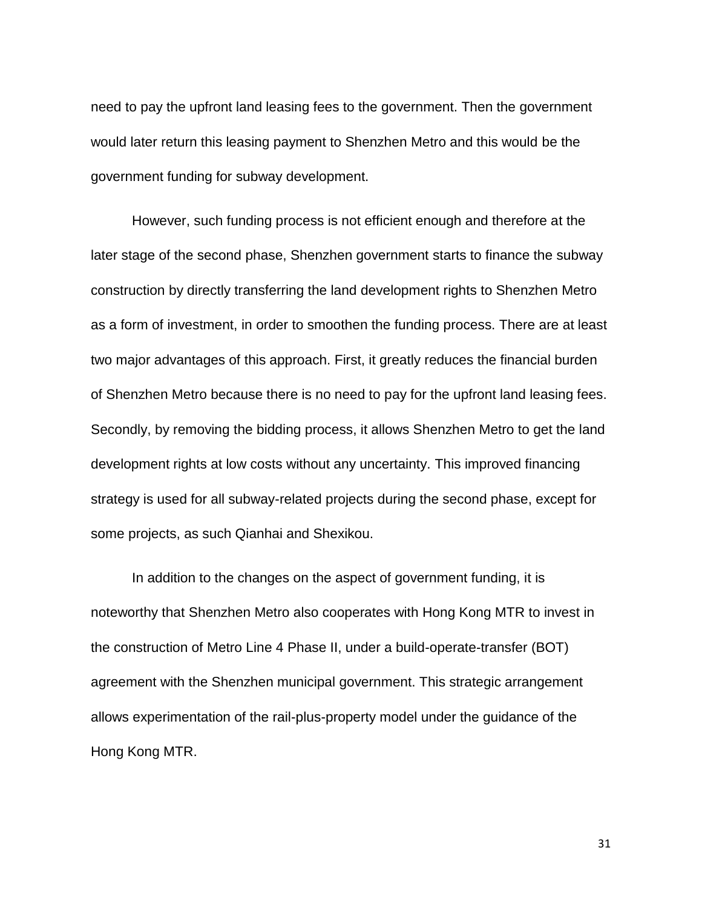need to pay the upfront land leasing fees to the government. Then the government would later return this leasing payment to Shenzhen Metro and this would be the government funding for subway development.

However, such funding process is not efficient enough and therefore at the later stage of the second phase, Shenzhen government starts to finance the subway construction by directly transferring the land development rights to Shenzhen Metro as a form of investment, in order to smoothen the funding process. There are at least two major advantages of this approach. First, it greatly reduces the financial burden of Shenzhen Metro because there is no need to pay for the upfront land leasing fees. Secondly, by removing the bidding process, it allows Shenzhen Metro to get the land development rights at low costs without any uncertainty. This improved financing strategy is used for all subway-related projects during the second phase, except for some projects, as such Qianhai and Shexikou.

In addition to the changes on the aspect of government funding, it is noteworthy that Shenzhen Metro also cooperates with Hong Kong MTR to invest in the construction of Metro Line 4 Phase II, under a build-operate-transfer (BOT) agreement with the Shenzhen municipal government. This strategic arrangement allows experimentation of the rail-plus-property model under the guidance of the Hong Kong MTR.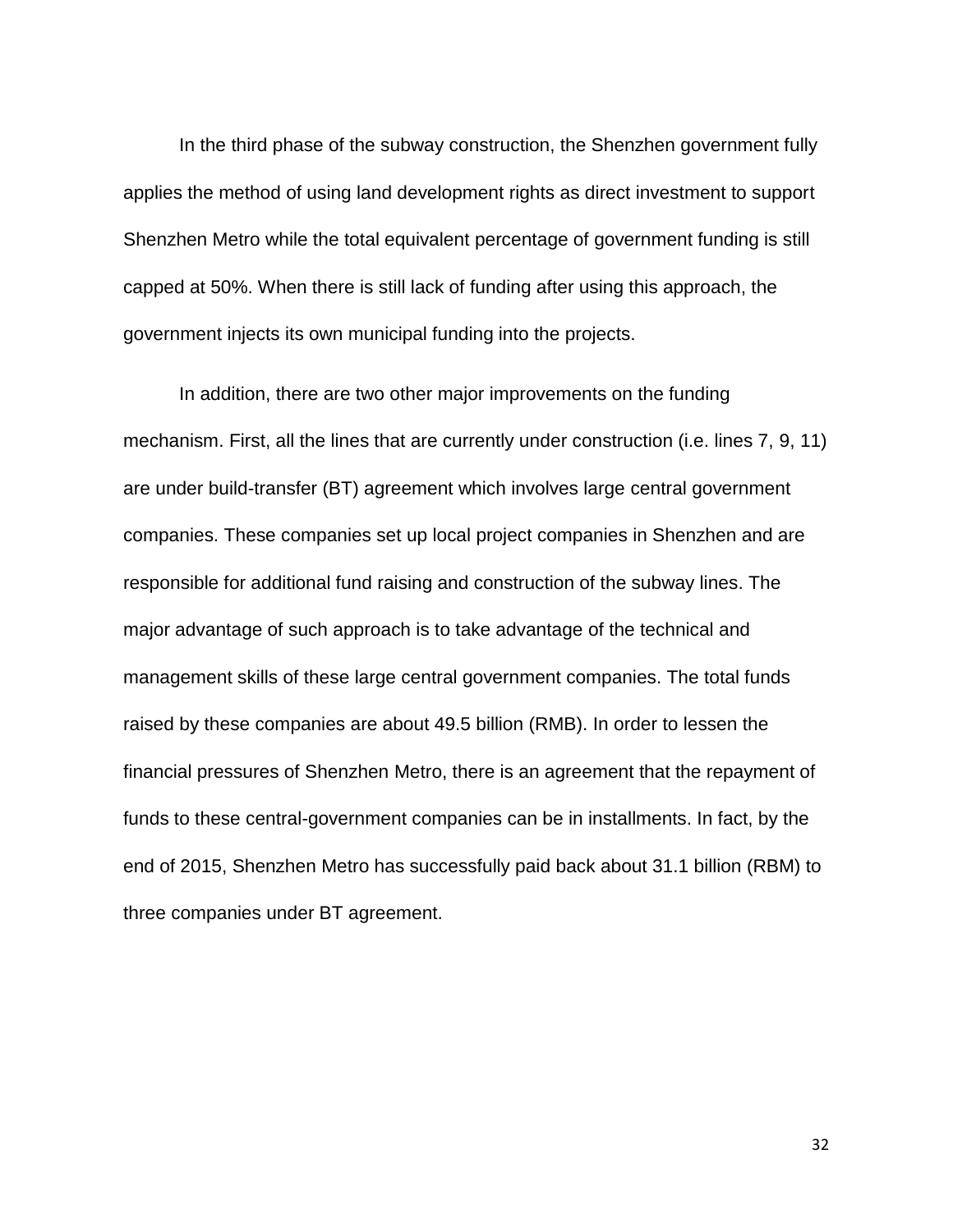In the third phase of the subway construction, the Shenzhen government fully applies the method of using land development rights as direct investment to support Shenzhen Metro while the total equivalent percentage of government funding is still capped at 50%. When there is still lack of funding after using this approach, the government injects its own municipal funding into the projects.

In addition, there are two other major improvements on the funding mechanism. First, all the lines that are currently under construction (i.e. lines 7, 9, 11) are under build-transfer (BT) agreement which involves large central government companies. These companies set up local project companies in Shenzhen and are responsible for additional fund raising and construction of the subway lines. The major advantage of such approach is to take advantage of the technical and management skills of these large central government companies. The total funds raised by these companies are about 49.5 billion (RMB). In order to lessen the financial pressures of Shenzhen Metro, there is an agreement that the repayment of funds to these central-government companies can be in installments. In fact, by the end of 2015, Shenzhen Metro has successfully paid back about 31.1 billion (RBM) to three companies under BT agreement.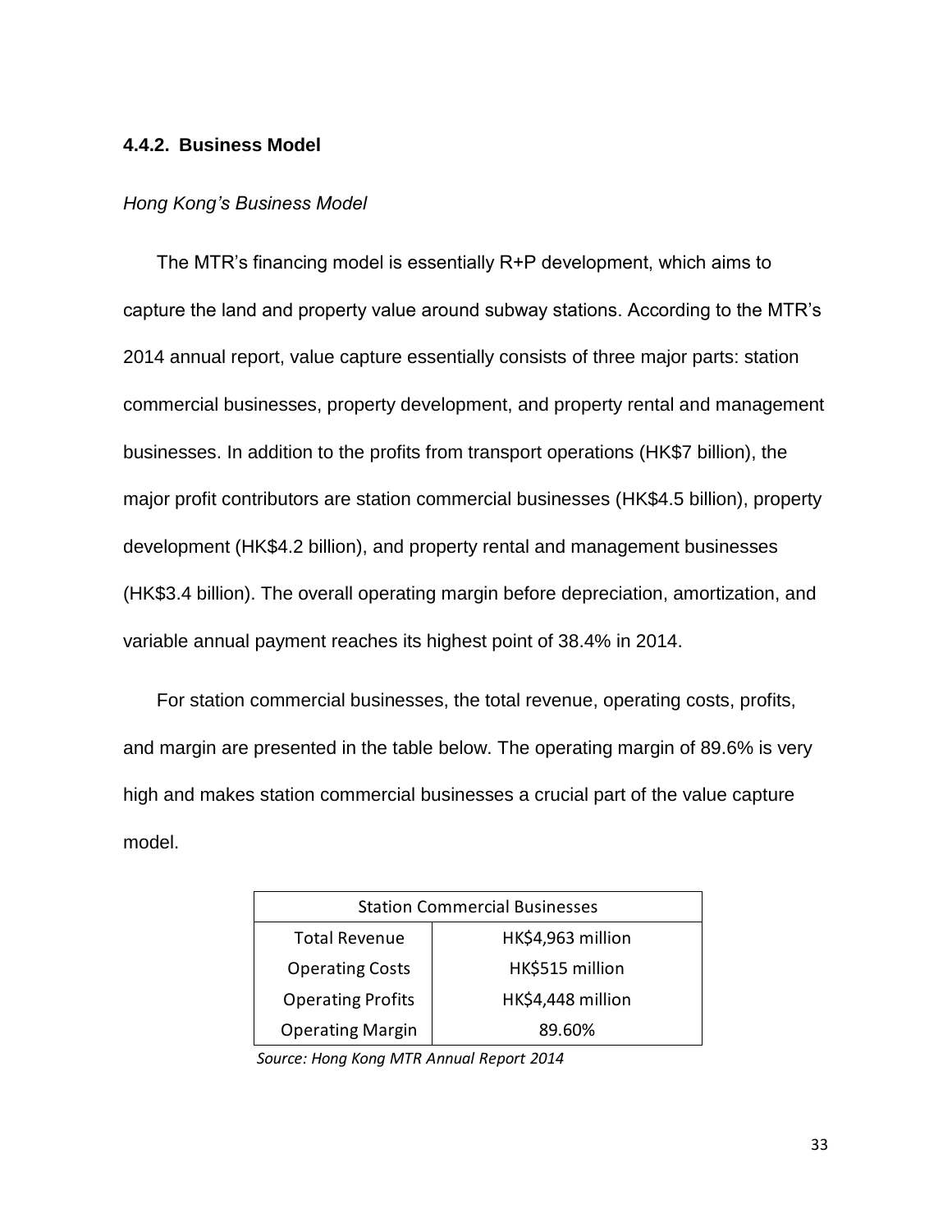### 4.4.2. Business Model

*Hong Kong's Business Model*

The MTR's financing model is essentially R+P development, which aims to capture the land and property value around subway stations. According to the MTR's 2014 annual report, value capture essentially consists of three major parts: station commercial businesses, property development, and property rental and management businesses. In addition to the profits from transport operations (HK$7 billion), the major profit contributors are station commercial businesses (HK$4.5 billion), property development (HK$4.2 billion), and property rental and management businesses (HK$3.4 billion). The overall operating margin before depreciation, amortization, and variable annual payment reaches its highest point of 38.4% in 2014.

For station commercial businesses, the total revenue, operating costs, profits, and margin are presented in the table below. The operating margin of 89.6% is very high and makes station commercial businesses a crucial part of the value capture model.

| Station Commercial Businesses | |
|---|---|
| Total Revenue | HK$4,963 million |
| Operating Costs | HK$515 million |
| Operating Profits | HK$4,448 million |
| Operating Margin | 89.60% |

*Source: Hong Kong MTR Annual Report 2014*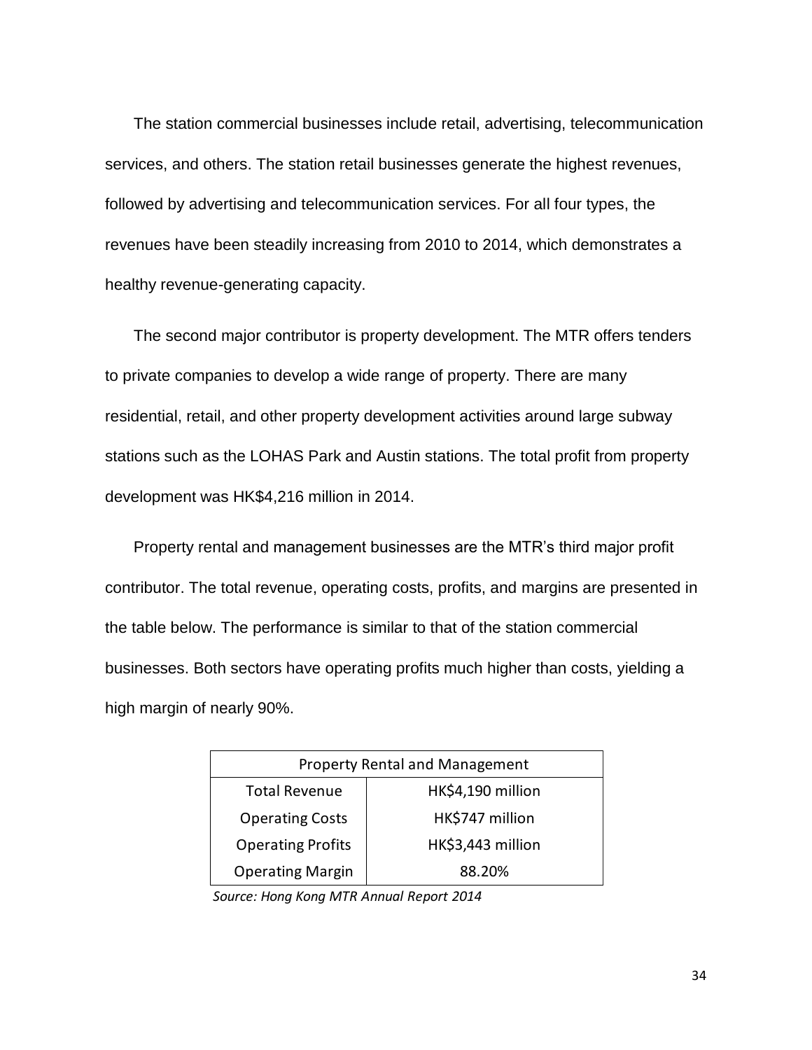The station commercial businesses include retail, advertising, telecommunication services, and others. The station retail businesses generate the highest revenues, followed by advertising and telecommunication services. For all four types, the revenues have been steadily increasing from 2010 to 2014, which demonstrates a healthy revenue-generating capacity.

The second major contributor is property development. The MTR offers tenders to private companies to develop a wide range of property. There are many residential, retail, and other property development activities around large subway stations such as the LOHAS Park and Austin stations. The total profit from property development was HK$4,216 million in 2014.

Property rental and management businesses are the MTR's third major profit contributor. The total revenue, operating costs, profits, and margins are presented in the table below. The performance is similar to that of the station commercial businesses. Both sectors have operating profits much higher than costs, yielding a high margin of nearly 90%.

| Property Rental and Management | |
|---|---|
| Total Revenue | HK$4,190 million |
| Operating Costs | HK$747 million |
| Operating Profits | HK$3,443 million |
| Operating Margin | 88.20% |

*Source: Hong Kong MTR Annual Report 2014*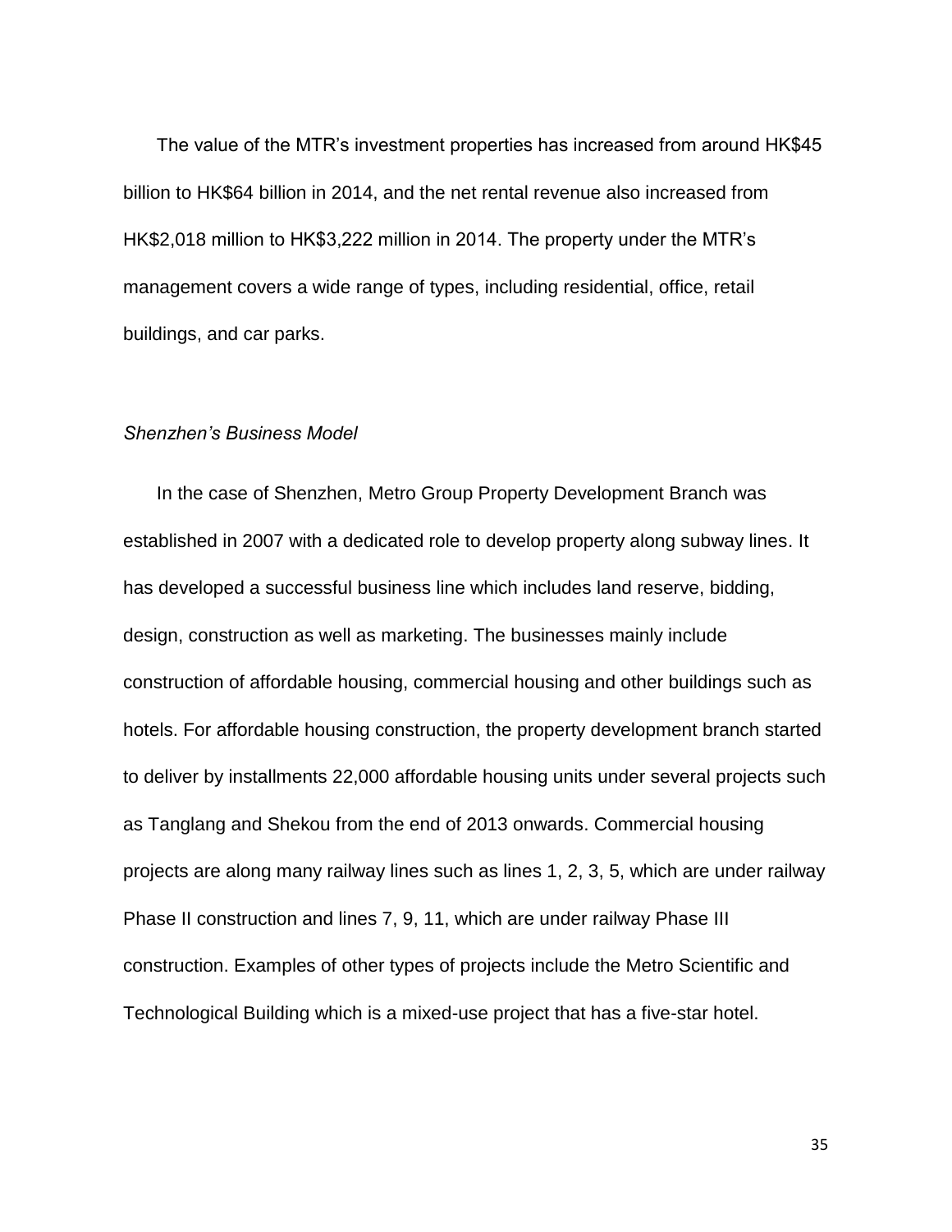The value of the MTR's investment properties has increased from around HK$45 billion to HK$64 billion in 2014, and the net rental revenue also increased from HK$2,018 million to HK$3,222 million in 2014. The property under the MTR's management covers a wide range of types, including residential, office, retail buildings, and car parks.

### *Shenzhen's Business Model*

In the case of Shenzhen, Metro Group Property Development Branch was established in 2007 with a dedicated role to develop property along subway lines. It has developed a successful business line which includes land reserve, bidding, design, construction as well as marketing. The businesses mainly include construction of affordable housing, commercial housing and other buildings such as hotels. For affordable housing construction, the property development branch started to deliver by installments 22,000 affordable housing units under several projects such as Tanglang and Shekou from the end of 2013 onwards. Commercial housing projects are along many railway lines such as lines 1, 2, 3, 5, which are under railway Phase II construction and lines 7, 9, 11, which are under railway Phase III construction. Examples of other types of projects include the Metro Scientific and Technological Building which is a mixed-use project that has a five-star hotel.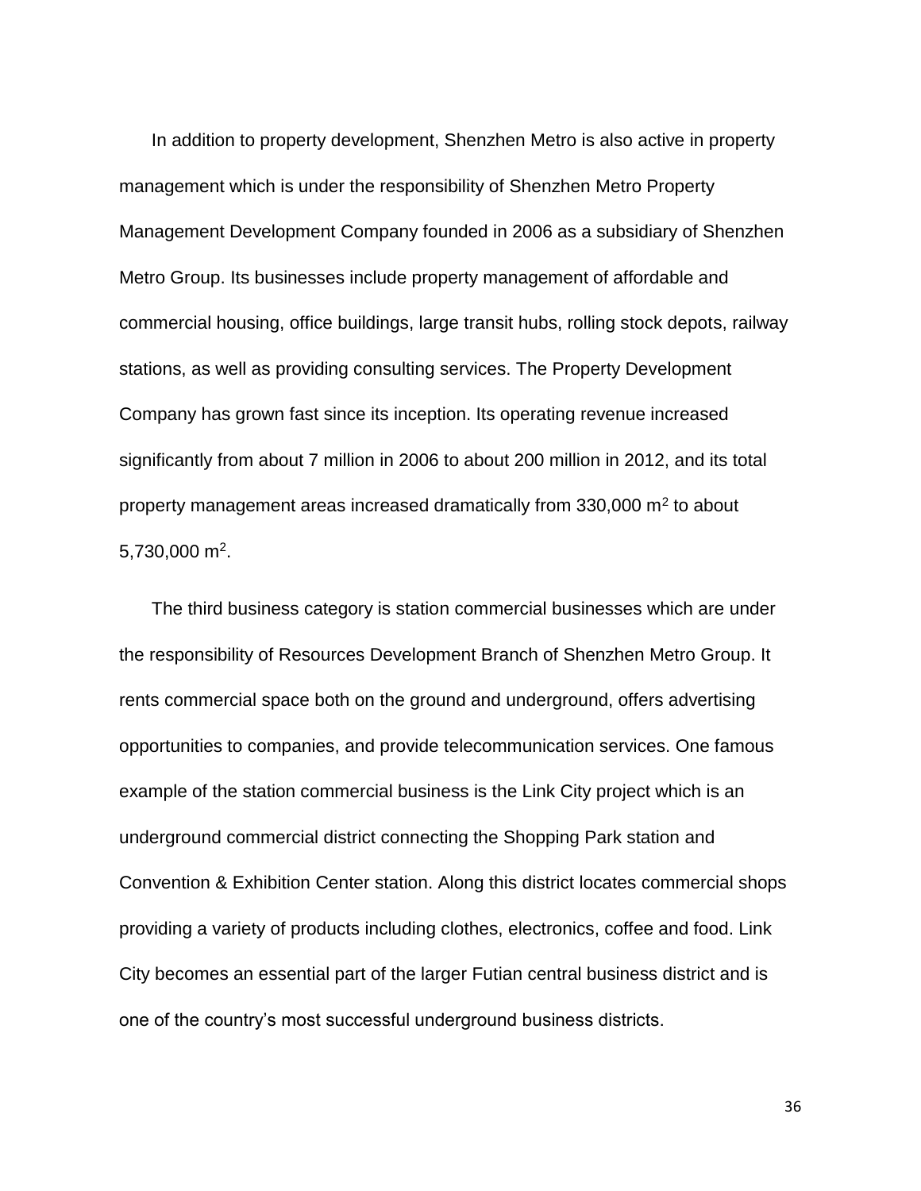In addition to property development, Shenzhen Metro is also active in property management which is under the responsibility of Shenzhen Metro Property Management Development Company founded in 2006 as a subsidiary of Shenzhen Metro Group. Its businesses include property management of affordable and commercial housing, office buildings, large transit hubs, rolling stock depots, railway stations, as well as providing consulting services. The Property Development Company has grown fast since its inception. Its operating revenue increased significantly from about 7 million in 2006 to about 200 million in 2012, and its total property management areas increased dramatically from 330,000 $m^2$ to about 5,730,000 $m^2$.

The third business category is station commercial businesses which are under the responsibility of Resources Development Branch of Shenzhen Metro Group. It rents commercial space both on the ground and underground, offers advertising opportunities to companies, and provide telecommunication services. One famous example of the station commercial business is the Link City project which is an underground commercial district connecting the Shopping Park station and Convention & Exhibition Center station. Along this district locates commercial shops providing a variety of products including clothes, electronics, coffee and food. Link City becomes an essential part of the larger Futian central business district and is one of the country's most successful underground business districts.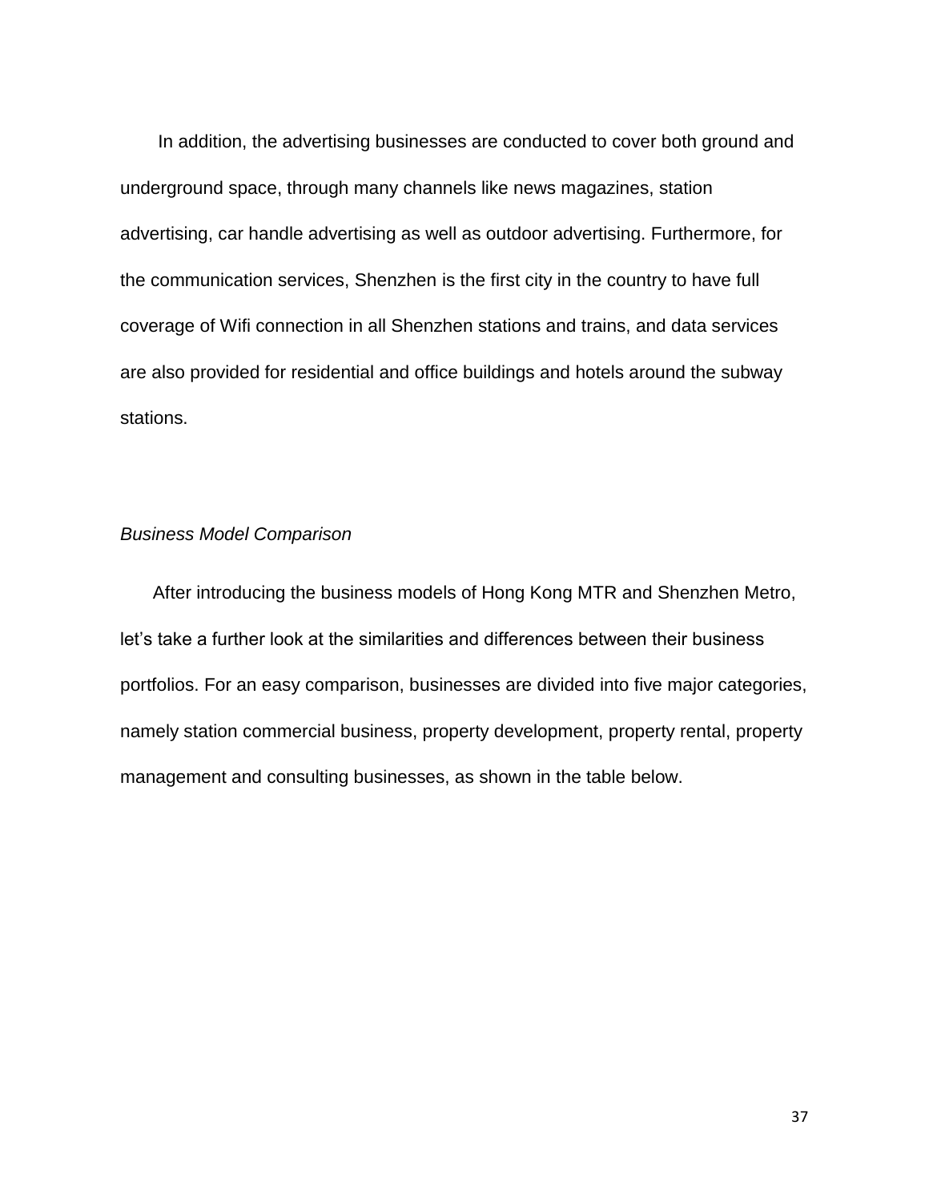In addition, the advertising businesses are conducted to cover both ground and underground space, through many channels like news magazines, station advertising, car handle advertising as well as outdoor advertising. Furthermore, for the communication services, Shenzhen is the first city in the country to have full coverage of Wifi connection in all Shenzhen stations and trains, and data services are also provided for residential and office buildings and hotels around the subway stations.

*Business Model Comparison*

After introducing the business models of Hong Kong MTR and Shenzhen Metro, let's take a further look at the similarities and differences between their business portfolios. For an easy comparison, businesses are divided into five major categories, namely station commercial business, property development, property rental, property management and consulting businesses, as shown in the table below.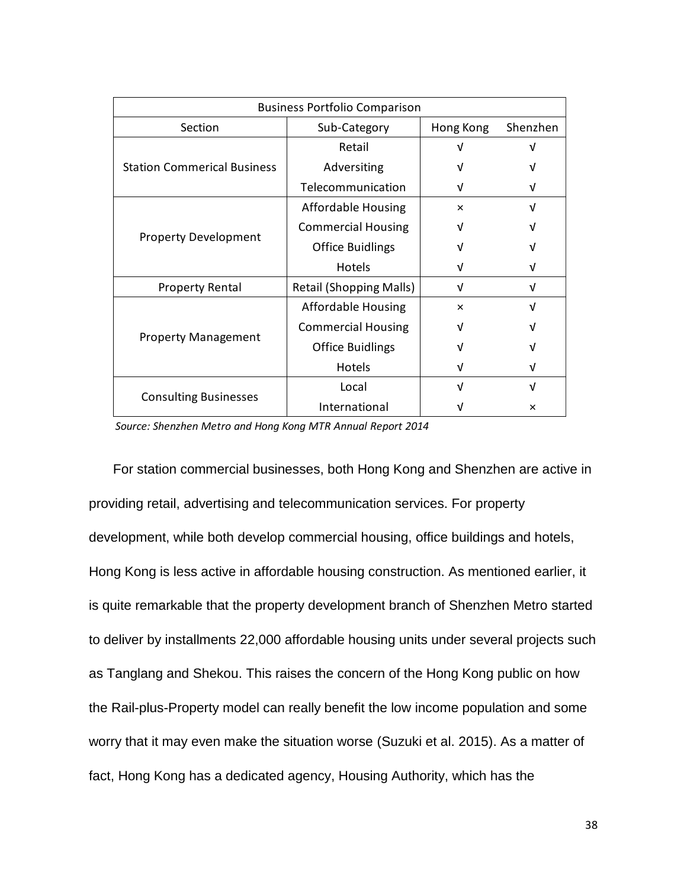| Business Portfolio Comparison | | | |
|---|---|---|---|
| Section | Sub-Category | Hong Kong | Shenzhen |
| Station Commerical Business | Retail | √ | √ |
| | Adversiting | √ | √ |
| | Telecommunication | √ | √ |
| Property Development | Affordable Housing | × | √ |
| | Commercial Housing | √ | √ |
| | Office Buidlings | √ | √ |
| | Hotels | √ | √ |
| Property Rental | Retail (Shopping Malls) | √ | √ |
| Property Management | Affordable Housing | × | √ |
| | Commercial Housing | √ | √ |
| | Office Buidlings | √ | √ |
| | Hotels | √ | √ |
| Consulting Businesses | Local | √ | √ |
| | International | √ | × |

*Source: Shenzhen Metro and Hong Kong MTR Annual Report 2014*

For station commercial businesses, both Hong Kong and Shenzhen are active in providing retail, advertising and telecommunication services. For property development, while both develop commercial housing, office buildings and hotels, Hong Kong is less active in affordable housing construction. As mentioned earlier, it is quite remarkable that the property development branch of Shenzhen Metro started to deliver by installments 22,000 affordable housing units under several projects such as Tanglang and Shekou. This raises the concern of the Hong Kong public on how the Rail-plus-Property model can really benefit the low income population and some worry that it may even make the situation worse (Suzuki et al. 2015). As a matter of fact, Hong Kong has a dedicated agency, Housing Authority, which has the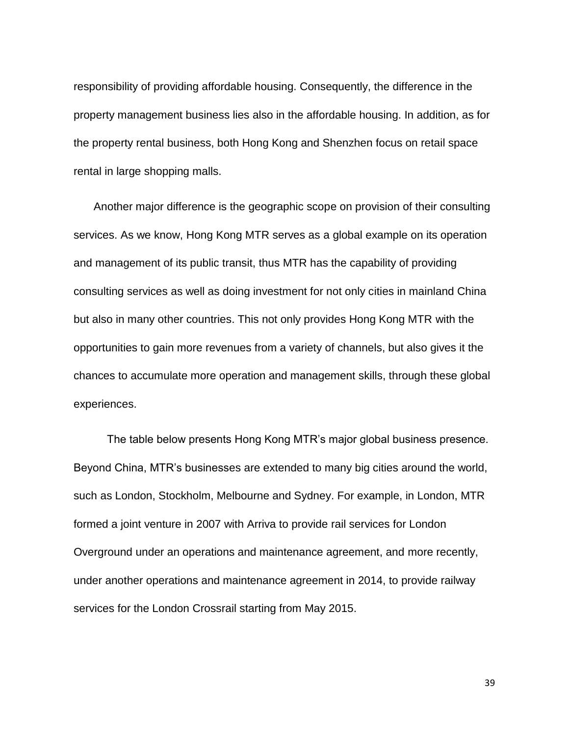responsibility of providing affordable housing. Consequently, the difference in the property management business lies also in the affordable housing. In addition, as for the property rental business, both Hong Kong and Shenzhen focus on retail space rental in large shopping malls.

Another major difference is the geographic scope on provision of their consulting services. As we know, Hong Kong MTR serves as a global example on its operation and management of its public transit, thus MTR has the capability of providing consulting services as well as doing investment for not only cities in mainland China but also in many other countries. This not only provides Hong Kong MTR with the opportunities to gain more revenues from a variety of channels, but also gives it the chances to accumulate more operation and management skills, through these global experiences.

The table below presents Hong Kong MTR's major global business presence. Beyond China, MTR's businesses are extended to many big cities around the world, such as London, Stockholm, Melbourne and Sydney. For example, in London, MTR formed a joint venture in 2007 with Arriva to provide rail services for London Overground under an operations and maintenance agreement, and more recently, under another operations and maintenance agreement in 2014, to provide railway services for the London Crossrail starting from May 2015.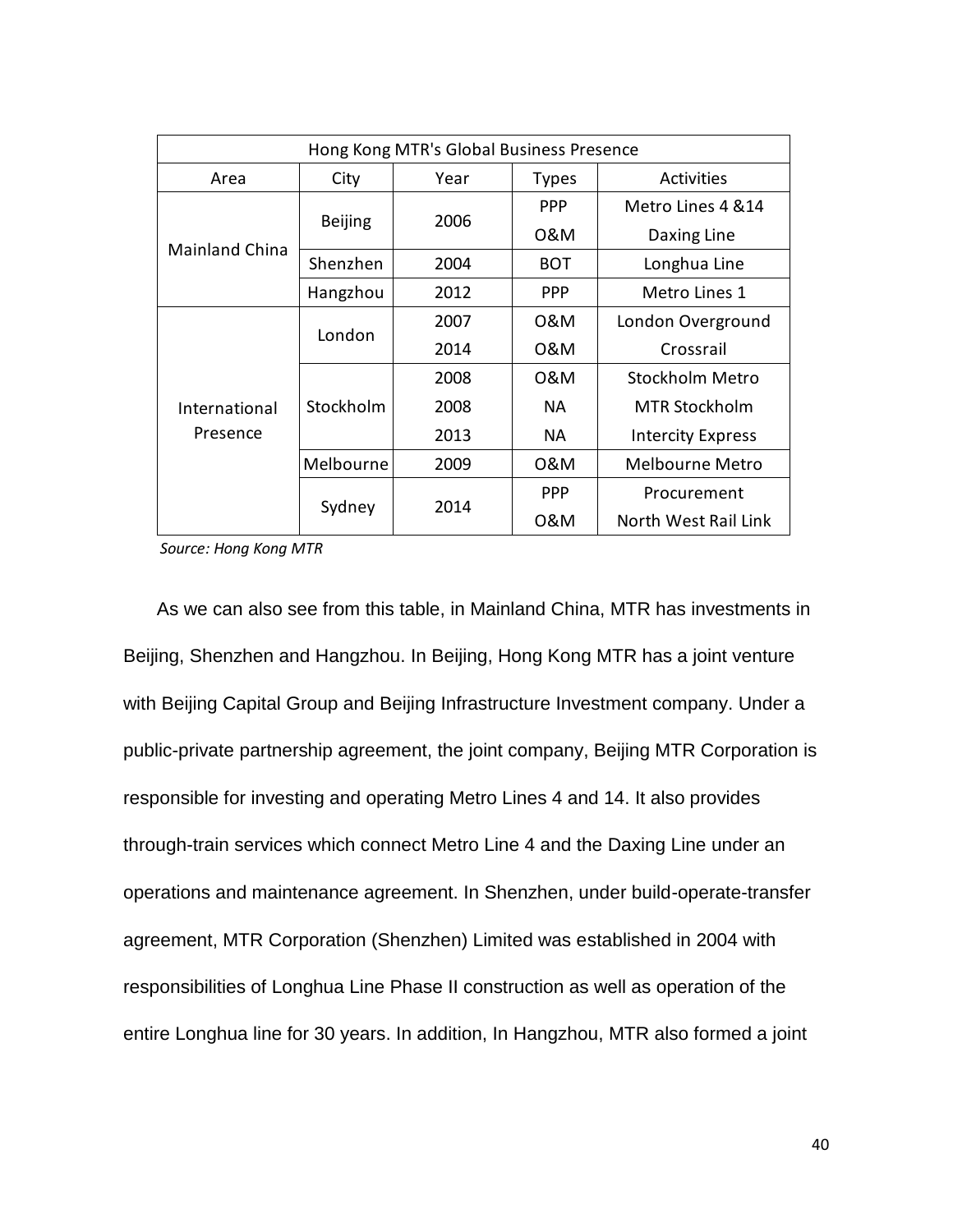| Hong Kong MTR's Global Business Presence | | | | |
|---|---|---|---|---|
| Area | City | Year | Types | Activities |
| Mainland China | Beijing | 2006 | PPP | Metro Lines 4 &14 |
| | | | O&M | Daxing Line |
| | Shenzhen | 2004 | BOT | Longhua Line |
| | Hangzhou | 2012 | PPP | Metro Lines 1 |
| International Presence | London | 2007 | O&M | London Overground |
| | | 2014 | O&M | Crossrail |
| | Stockholm | 2008 | O&M | Stockholm Metro |
| | | 2008 | NA | MTR Stockholm |
| | | 2013 | NA | Intercity Express |
| | Melbourne | 2009 | O&M | Melbourne Metro |
| | Sydney | 2014 | PPP | Procurement |
| | | | O&M | North West Rail Link |

*Source: Hong Kong MTR*

As we can also see from this table, in Mainland China, MTR has investments in Beijing, Shenzhen and Hangzhou. In Beijing, Hong Kong MTR has a joint venture with Beijing Capital Group and Beijing Infrastructure Investment company. Under a public-private partnership agreement, the joint company, Beijing MTR Corporation is responsible for investing and operating Metro Lines 4 and 14. It also provides through-train services which connect Metro Line 4 and the Daxing Line under an operations and maintenance agreement. In Shenzhen, under build-operate-transfer agreement, MTR Corporation (Shenzhen) Limited was established in 2004 with responsibilities of Longhua Line Phase II construction as well as operation of the entire Longhua line for 30 years. In addition, In Hangzhou, MTR also formed a joint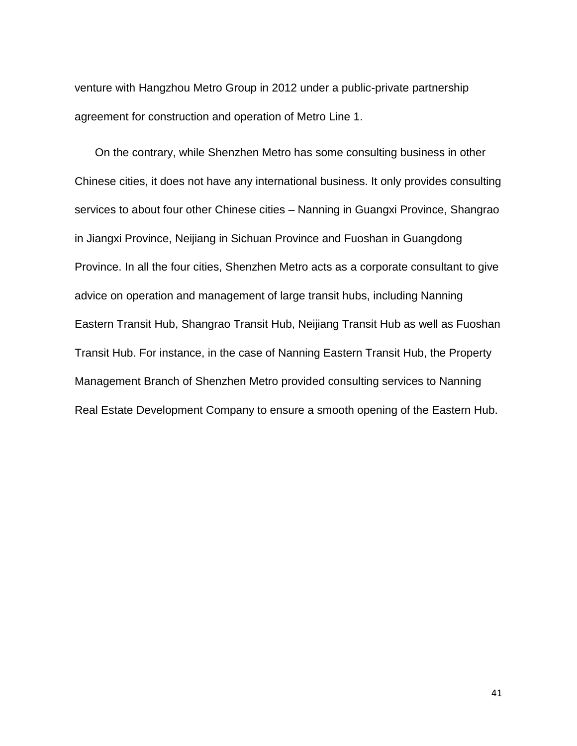venture with Hangzhou Metro Group in 2012 under a public-private partnership agreement for construction and operation of Metro Line 1.

On the contrary, while Shenzhen Metro has some consulting business in other Chinese cities, it does not have any international business. It only provides consulting services to about four other Chinese cities – Nanning in Guangxi Province, Shangrao in Jiangxi Province, Neijiang in Sichuan Province and Fuoshan in Guangdong Province. In all the four cities, Shenzhen Metro acts as a corporate consultant to give advice on operation and management of large transit hubs, including Nanning Eastern Transit Hub, Shangrao Transit Hub, Neijiang Transit Hub as well as Fuoshan Transit Hub. For instance, in the case of Nanning Eastern Transit Hub, the Property Management Branch of Shenzhen Metro provided consulting services to Nanning Real Estate Development Company to ensure a smooth opening of the Eastern Hub.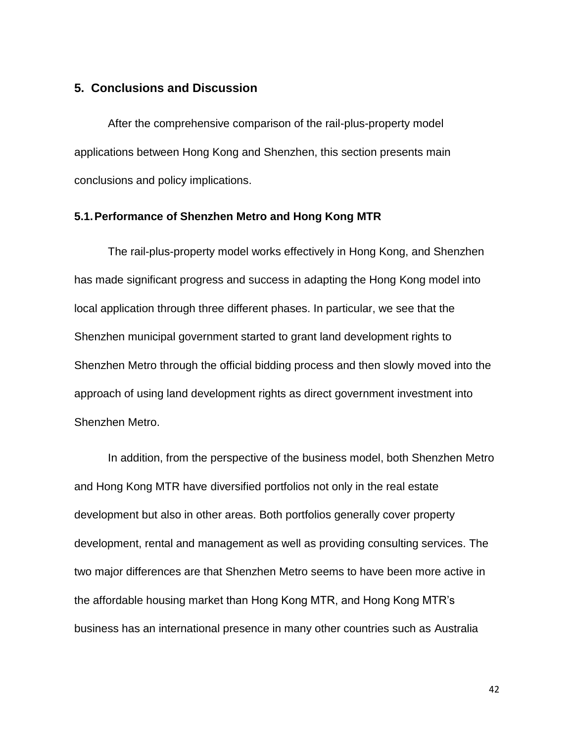## 5. Conclusions and Discussion

After the comprehensive comparison of the rail-plus-property model applications between Hong Kong and Shenzhen, this section presents main conclusions and policy implications.

### 5.1. Performance of Shenzhen Metro and Hong Kong MTR

The rail-plus-property model works effectively in Hong Kong, and Shenzhen has made significant progress and success in adapting the Hong Kong model into local application through three different phases. In particular, we see that the Shenzhen municipal government started to grant land development rights to Shenzhen Metro through the official bidding process and then slowly moved into the approach of using land development rights as direct government investment into Shenzhen Metro.

In addition, from the perspective of the business model, both Shenzhen Metro and Hong Kong MTR have diversified portfolios not only in the real estate development but also in other areas. Both portfolios generally cover property development, rental and management as well as providing consulting services. The two major differences are that Shenzhen Metro seems to have been more active in the affordable housing market than Hong Kong MTR, and Hong Kong MTR's business has an international presence in many other countries such as Australia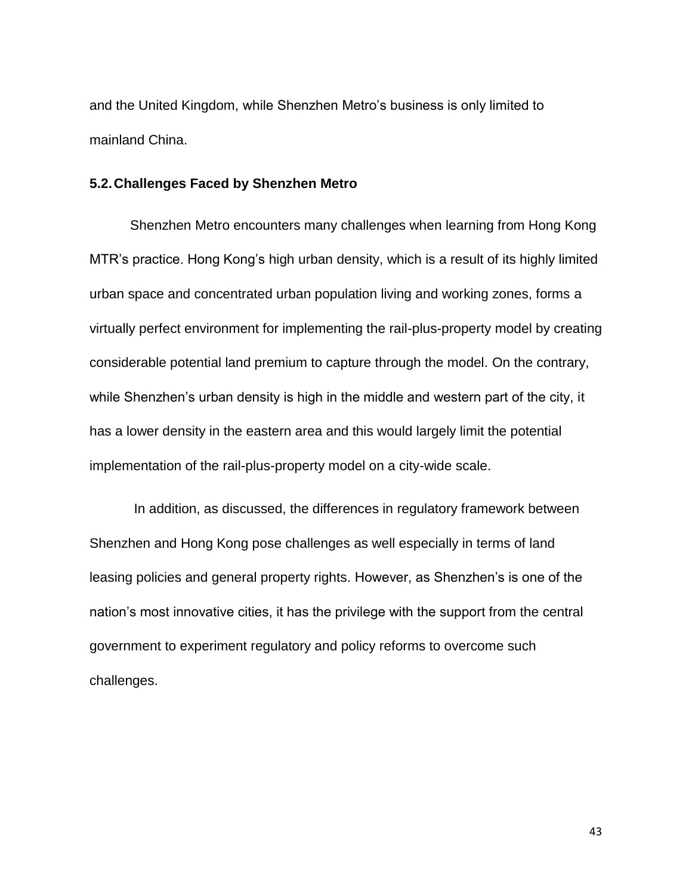and the United Kingdom, while Shenzhen Metro's business is only limited to mainland China.

### 5.2. Challenges Faced by Shenzhen Metro

Shenzhen Metro encounters many challenges when learning from Hong Kong MTR's practice. Hong Kong's high urban density, which is a result of its highly limited urban space and concentrated urban population living and working zones, forms a virtually perfect environment for implementing the rail-plus-property model by creating considerable potential land premium to capture through the model. On the contrary, while Shenzhen's urban density is high in the middle and western part of the city, it has a lower density in the eastern area and this would largely limit the potential implementation of the rail-plus-property model on a city-wide scale.

In addition, as discussed, the differences in regulatory framework between Shenzhen and Hong Kong pose challenges as well especially in terms of land leasing policies and general property rights. However, as Shenzhen's is one of the nation's most innovative cities, it has the privilege with the support from the central government to experiment regulatory and policy reforms to overcome such challenges.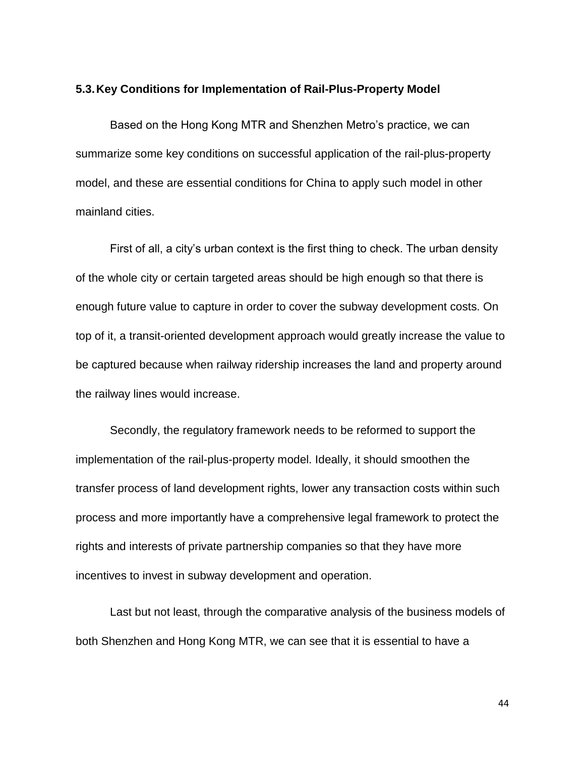### 5.3. Key Conditions for Implementation of Rail-Plus-Property Model

Based on the Hong Kong MTR and Shenzhen Metro’s practice, we can summarize some key conditions on successful application of the rail-plus-property model, and these are essential conditions for China to apply such model in other mainland cities.

First of all, a city’s urban context is the first thing to check. The urban density of the whole city or certain targeted areas should be high enough so that there is enough future value to capture in order to cover the subway development costs. On top of it, a transit-oriented development approach would greatly increase the value to be captured because when railway ridership increases the land and property around the railway lines would increase.

Secondly, the regulatory framework needs to be reformed to support the implementation of the rail-plus-property model. Ideally, it should smoothen the transfer process of land development rights, lower any transaction costs within such process and more importantly have a comprehensive legal framework to protect the rights and interests of private partnership companies so that they have more incentives to invest in subway development and operation.

Last but not least, through the comparative analysis of the business models of both Shenzhen and Hong Kong MTR, we can see that it is essential to have a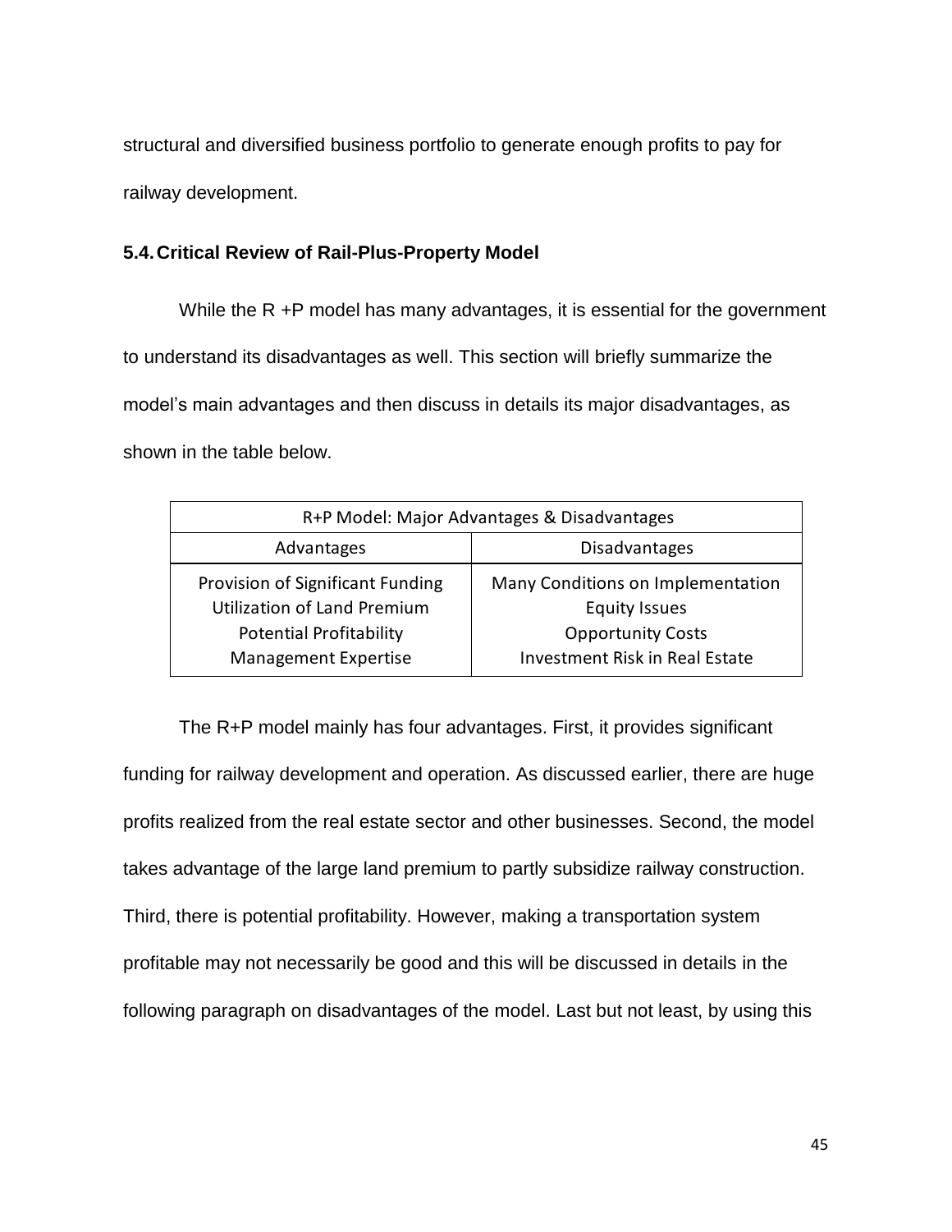structural and diversified business portfolio to generate enough profits to pay for railway development.

### 5.4. Critical Review of Rail-Plus-Property Model

While the R +P model has many advantages, it is essential for the government to understand its disadvantages as well. This section will briefly summarize the model's main advantages and then discuss in details its major disadvantages, as shown in the table below.

| R+P Model: Major Advantages & Disadvantages | |
|---|---|
| **Advantages** | **Disadvantages** |
| Provision of Significant Funding | Many Conditions on Implementation |
| Utilization of Land Premium | Equity Issues |
| Potential Profitability | Opportunity Costs |
| Management Expertise | Investment Risk in Real Estate |

The R+P model mainly has four advantages. First, it provides significant funding for railway development and operation. As discussed earlier, there are huge profits realized from the real estate sector and other businesses. Second, the model takes advantage of the large land premium to partly subsidize railway construction. Third, there is potential profitability. However, making a transportation system profitable may not necessarily be good and this will be discussed in details in the following paragraph on disadvantages of the model. Last but not least, by using this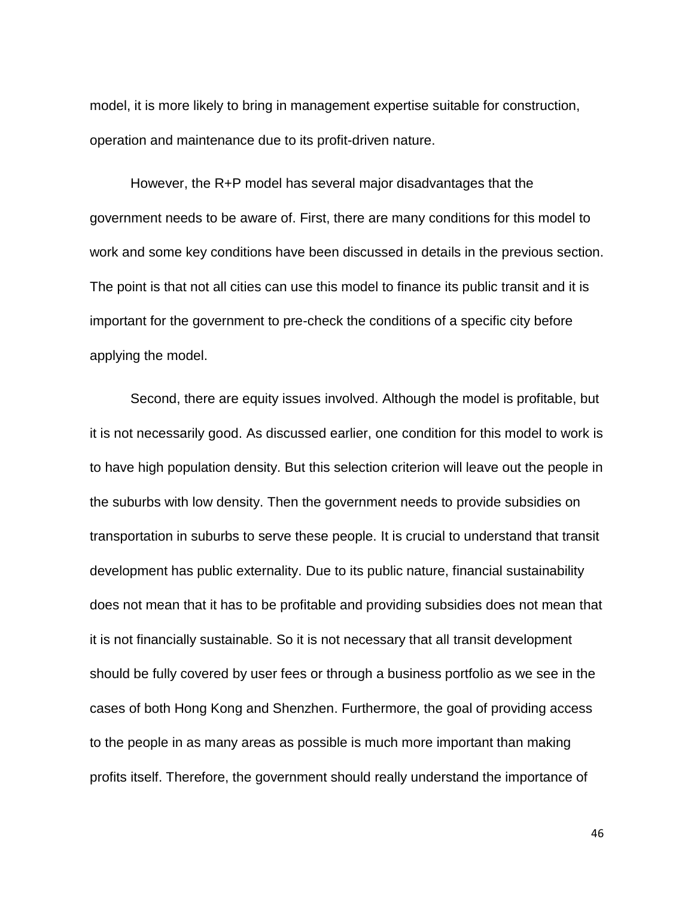model, it is more likely to bring in management expertise suitable for construction, operation and maintenance due to its profit-driven nature.

However, the R+P model has several major disadvantages that the government needs to be aware of. First, there are many conditions for this model to work and some key conditions have been discussed in details in the previous section. The point is that not all cities can use this model to finance its public transit and it is important for the government to pre-check the conditions of a specific city before applying the model.

Second, there are equity issues involved. Although the model is profitable, but it is not necessarily good. As discussed earlier, one condition for this model to work is to have high population density. But this selection criterion will leave out the people in the suburbs with low density. Then the government needs to provide subsidies on transportation in suburbs to serve these people. It is crucial to understand that transit development has public externality. Due to its public nature, financial sustainability does not mean that it has to be profitable and providing subsidies does not mean that it is not financially sustainable. So it is not necessary that all transit development should be fully covered by user fees or through a business portfolio as we see in the cases of both Hong Kong and Shenzhen. Furthermore, the goal of providing access to the people in as many areas as possible is much more important than making profits itself. Therefore, the government should really understand the importance of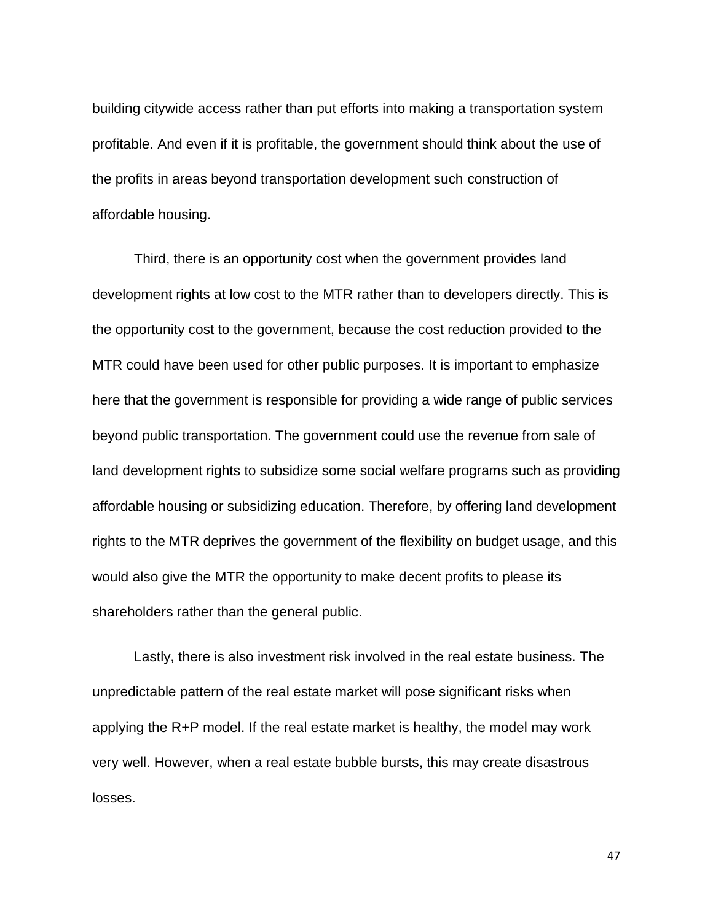building citywide access rather than put efforts into making a transportation system profitable. And even if it is profitable, the government should think about the use of the profits in areas beyond transportation development such construction of affordable housing.

Third, there is an opportunity cost when the government provides land development rights at low cost to the MTR rather than to developers directly. This is the opportunity cost to the government, because the cost reduction provided to the MTR could have been used for other public purposes. It is important to emphasize here that the government is responsible for providing a wide range of public services beyond public transportation. The government could use the revenue from sale of land development rights to subsidize some social welfare programs such as providing affordable housing or subsidizing education. Therefore, by offering land development rights to the MTR deprives the government of the flexibility on budget usage, and this would also give the MTR the opportunity to make decent profits to please its shareholders rather than the general public.

Lastly, there is also investment risk involved in the real estate business. The unpredictable pattern of the real estate market will pose significant risks when applying the R+P model. If the real estate market is healthy, the model may work very well. However, when a real estate bubble bursts, this may create disastrous losses.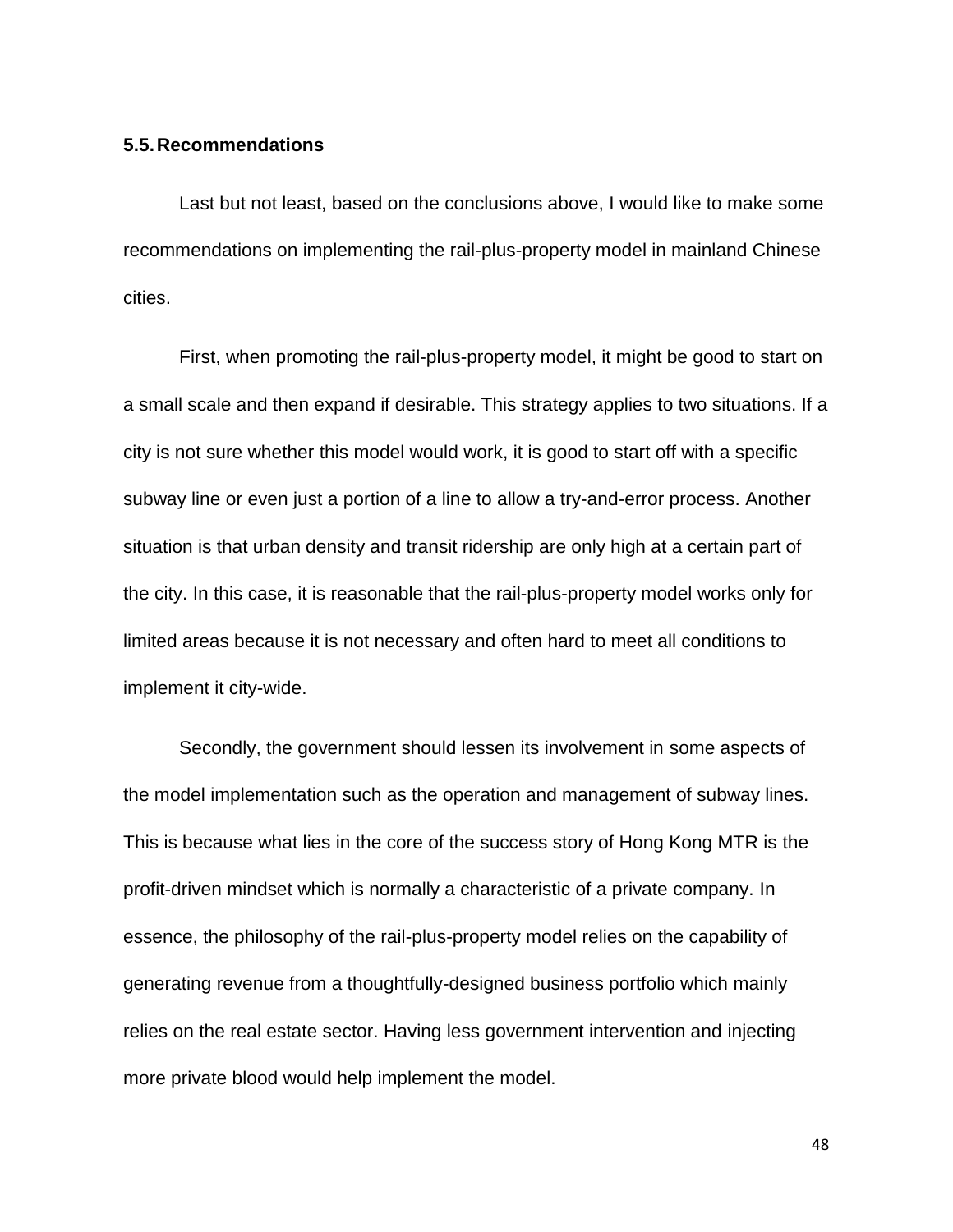## 5.5. Recommendations

Last but not least, based on the conclusions above, I would like to make some recommendations on implementing the rail-plus-property model in mainland Chinese cities.

First, when promoting the rail-plus-property model, it might be good to start on a small scale and then expand if desirable. This strategy applies to two situations. If a city is not sure whether this model would work, it is good to start off with a specific subway line or even just a portion of a line to allow a try-and-error process. Another situation is that urban density and transit ridership are only high at a certain part of the city. In this case, it is reasonable that the rail-plus-property model works only for limited areas because it is not necessary and often hard to meet all conditions to implement it city-wide.

Secondly, the government should lessen its involvement in some aspects of the model implementation such as the operation and management of subway lines. This is because what lies in the core of the success story of Hong Kong MTR is the profit-driven mindset which is normally a characteristic of a private company. In essence, the philosophy of the rail-plus-property model relies on the capability of generating revenue from a thoughtfully-designed business portfolio which mainly relies on the real estate sector. Having less government intervention and injecting more private blood would help implement the model.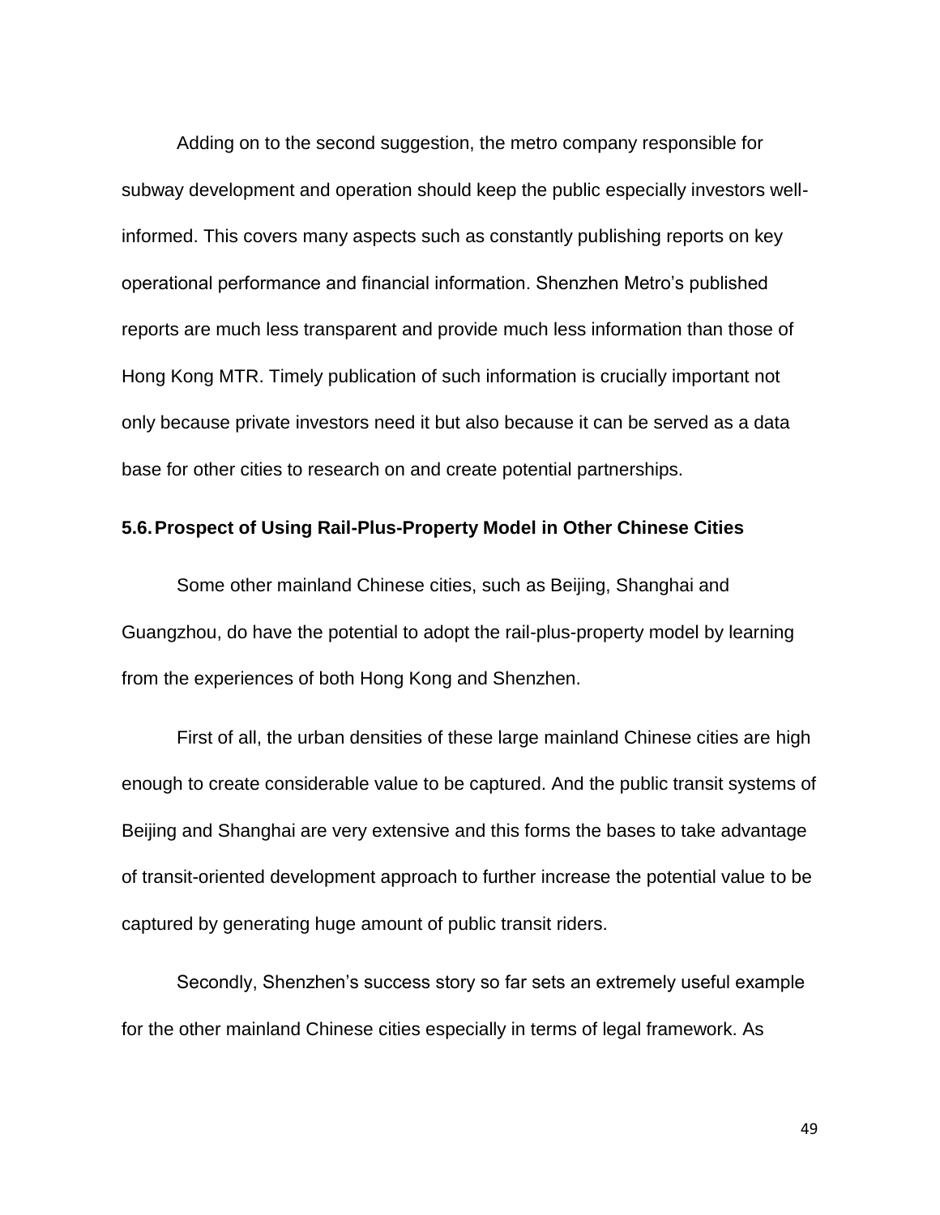Adding on to the second suggestion, the metro company responsible for subway development and operation should keep the public especially investors well-informed. This covers many aspects such as constantly publishing reports on key operational performance and financial information. Shenzhen Metro's published reports are much less transparent and provide much less information than those of Hong Kong MTR. Timely publication of such information is crucially important not only because private investors need it but also because it can be served as a data base for other cities to research on and create potential partnerships.

### 5.6. Prospect of Using Rail-Plus-Property Model in Other Chinese Cities

Some other mainland Chinese cities, such as Beijing, Shanghai and Guangzhou, do have the potential to adopt the rail-plus-property model by learning from the experiences of both Hong Kong and Shenzhen.

First of all, the urban densities of these large mainland Chinese cities are high enough to create considerable value to be captured. And the public transit systems of Beijing and Shanghai are very extensive and this forms the bases to take advantage of transit-oriented development approach to further increase the potential value to be captured by generating huge amount of public transit riders.

Secondly, Shenzhen's success story so far sets an extremely useful example for the other mainland Chinese cities especially in terms of legal framework. As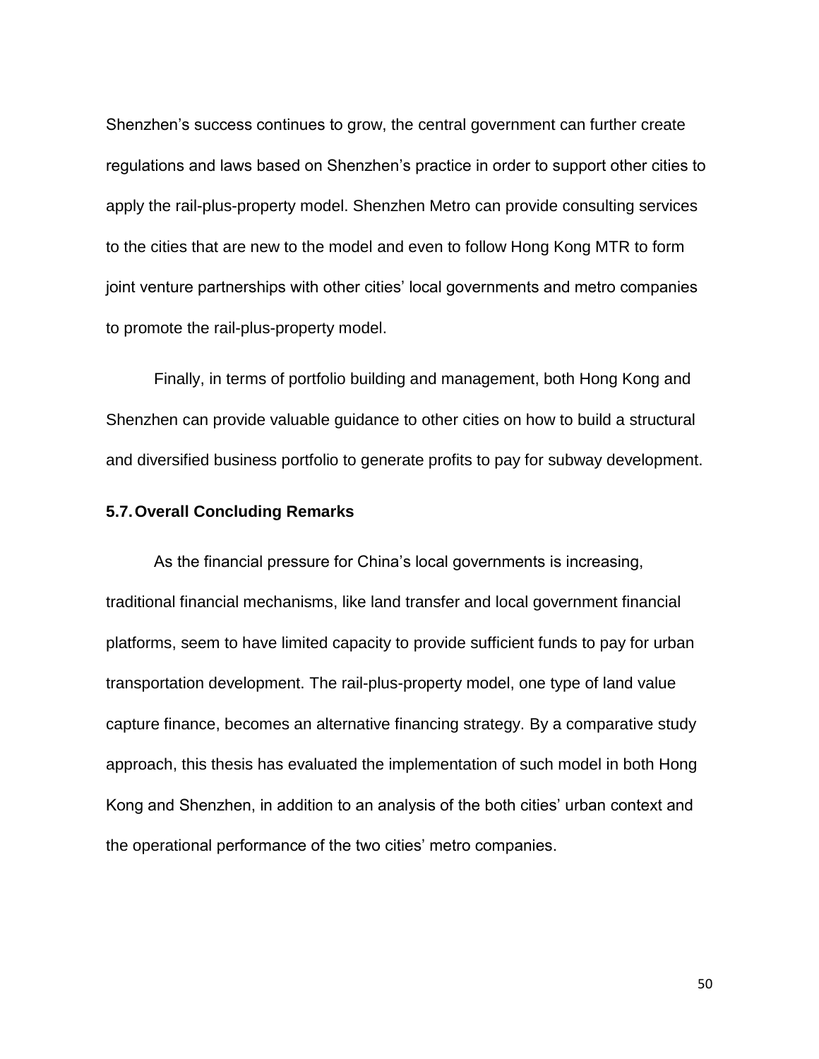Shenzhen's success continues to grow, the central government can further create regulations and laws based on Shenzhen's practice in order to support other cities to apply the rail-plus-property model. Shenzhen Metro can provide consulting services to the cities that are new to the model and even to follow Hong Kong MTR to form joint venture partnerships with other cities' local governments and metro companies to promote the rail-plus-property model.

Finally, in terms of portfolio building and management, both Hong Kong and Shenzhen can provide valuable guidance to other cities on how to build a structural and diversified business portfolio to generate profits to pay for subway development.

### 5.7. Overall Concluding Remarks

As the financial pressure for China's local governments is increasing, traditional financial mechanisms, like land transfer and local government financial platforms, seem to have limited capacity to provide sufficient funds to pay for urban transportation development. The rail-plus-property model, one type of land value capture finance, becomes an alternative financing strategy. By a comparative study approach, this thesis has evaluated the implementation of such model in both Hong Kong and Shenzhen, in addition to an analysis of the both cities' urban context and the operational performance of the two cities' metro companies.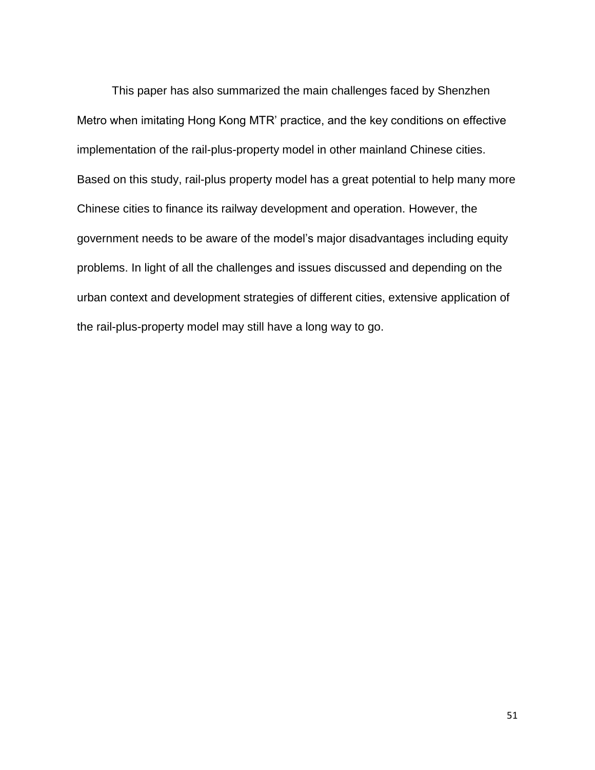This paper has also summarized the main challenges faced by Shenzhen Metro when imitating Hong Kong MTR' practice, and the key conditions on effective implementation of the rail-plus-property model in other mainland Chinese cities. Based on this study, rail-plus property model has a great potential to help many more Chinese cities to finance its railway development and operation. However, the government needs to be aware of the model's major disadvantages including equity problems. In light of all the challenges and issues discussed and depending on the urban context and development strategies of different cities, extensive application of the rail-plus-property model may still have a long way to go.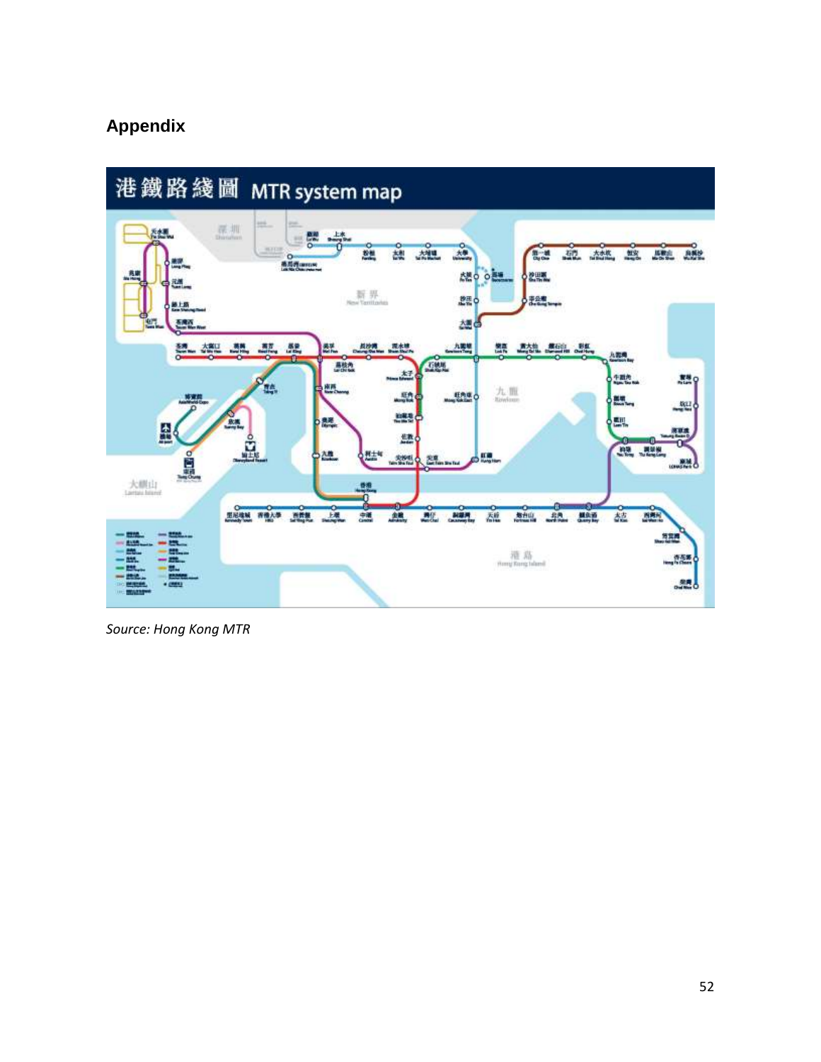## Appendix

Source: Hong Kong MTR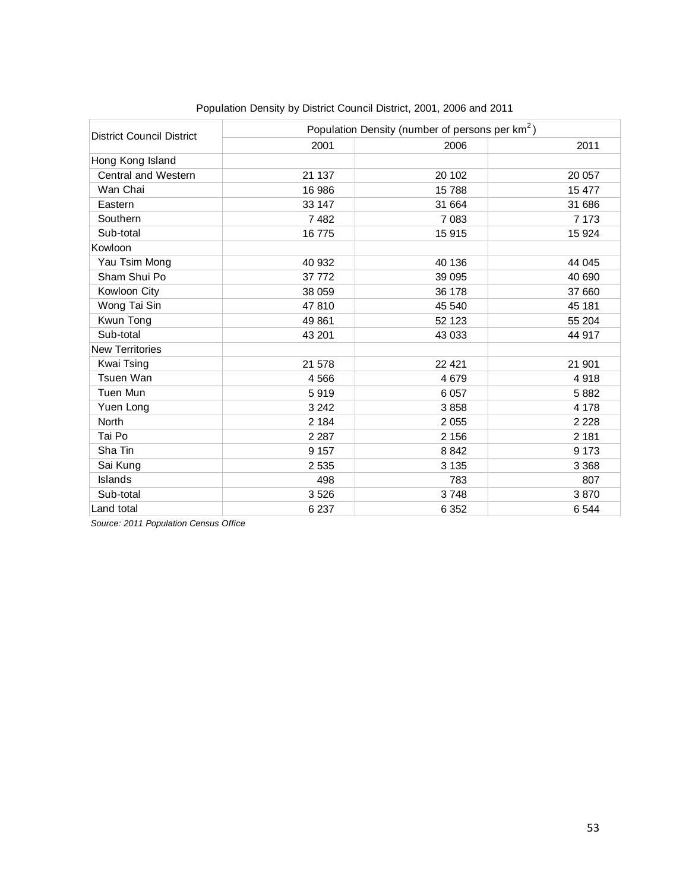Population Density by District Council District, 2001, 2006 and 2011

| District Council District | Population Density (number of persons per $km^2$) | | |
|---|---|---|---|
| | 2001 | 2006 | 2011 |
| Hong Kong Island | | | |
| Central and Western | 21 137 | 20 102 | 20 057 |
| Wan Chai | 16 986 | 15 788 | 15 477 |
| Eastern | 33 147 | 31 664 | 31 686 |
| Southern | 7 482 | 7 083 | 7 173 |
| Sub-total | 16 775 | 15 915 | 15 924 |
| Kowloon | | | |
| Yau Tsim Mong | 40 932 | 40 136 | 44 045 |
| Sham Shui Po | 37 772 | 39 095 | 40 690 |
| Kowloon City | 38 059 | 36 178 | 37 660 |
| Wong Tai Sin | 47 810 | 45 540 | 45 181 |
| Kwun Tong | 49 861 | 52 123 | 55 204 |
| Sub-total | 43 201 | 43 033 | 44 917 |
| New Territories | | | |
| Kwai Tsing | 21 578 | 22 421 | 21 901 |
| Tsuen Wan | 4 566 | 4 679 | 4 918 |
| Tuen Mun | 5 919 | 6 057 | 5 882 |
| Yuen Long | 3 242 | 3 858 | 4 178 |
| North | 2 184 | 2 055 | 2 228 |
| Tai Po | 2 287 | 2 156 | 2 181 |
| Sha Tin | 9 157 | 8 842 | 9 173 |
| Sai Kung | 2 535 | 3 135 | 3 368 |
| Islands | 498 | 783 | 807 |
| Sub-total | 3 526 | 3 748 | 3 870 |
| Land total | 6 237 | 6 352 | 6 544 |

*Source: 2011 Population Census Office*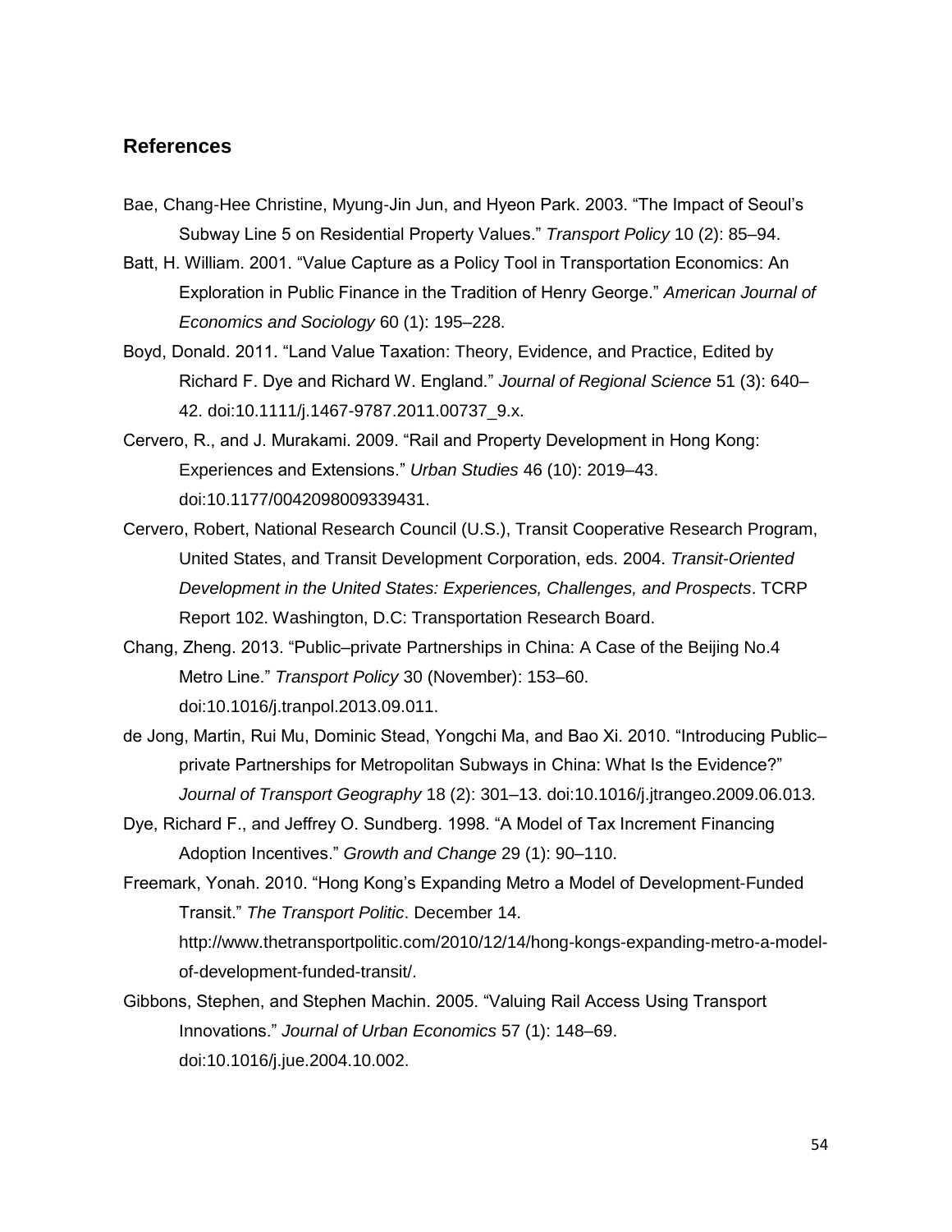## References

Bae, Chang-Hee Christine, Myung-Jin Jun, and Hyeon Park. 2003. “The Impact of Seoul’s Subway Line 5 on Residential Property Values.” *Transport Policy* 10 (2): 85–94.

Batt, H. William. 2001. “Value Capture as a Policy Tool in Transportation Economics: An Exploration in Public Finance in the Tradition of Henry George.” *American Journal of Economics and Sociology* 60 (1): 195–228.

Boyd, Donald. 2011. “Land Value Taxation: Theory, Evidence, and Practice, Edited by Richard F. Dye and Richard W. England.” *Journal of Regional Science* 51 (3): 640–42. doi:10.1111/j.1467-9787.2011.00737_9.x.

Cervero, R., and J. Murakami. 2009. “Rail and Property Development in Hong Kong: Experiences and Extensions.” *Urban Studies* 46 (10): 2019–43. doi:10.1177/0042098009339431.

Cervero, Robert, National Research Council (U.S.), Transit Cooperative Research Program, United States, and Transit Development Corporation, eds. 2004. *Transit-Oriented Development in the United States: Experiences, Challenges, and Prospects*. TCRP Report 102. Washington, D.C: Transportation Research Board.

Chang, Zheng. 2013. “Public–private Partnerships in China: A Case of the Beijing No.4 Metro Line.” *Transport Policy* 30 (November): 153–60. doi:10.1016/j.tranpol.2013.09.011.

de Jong, Martin, Rui Mu, Dominic Stead, Yongchi Ma, and Bao Xi. 2010. “Introducing Public–private Partnerships for Metropolitan Subways in China: What Is the Evidence?” *Journal of Transport Geography* 18 (2): 301–13. doi:10.1016/j.jtrangeo.2009.06.013.

Dye, Richard F., and Jeffrey O. Sundberg. 1998. “A Model of Tax Increment Financing Adoption Incentives.” *Growth and Change* 29 (1): 90–110.

Freemark, Yonah. 2010. “Hong Kong’s Expanding Metro a Model of Development-Funded Transit.” *The Transport Politic*. December 14. http://www.thetransportpolitic.com/2010/12/14/hong-kongs-expanding-metro-a-model-of-development-funded-transit/.

Gibbons, Stephen, and Stephen Machin. 2005. “Valuing Rail Access Using Transport Innovations.” *Journal of Urban Economics* 57 (1): 148–69. doi:10.1016/j.jue.2004.10.002.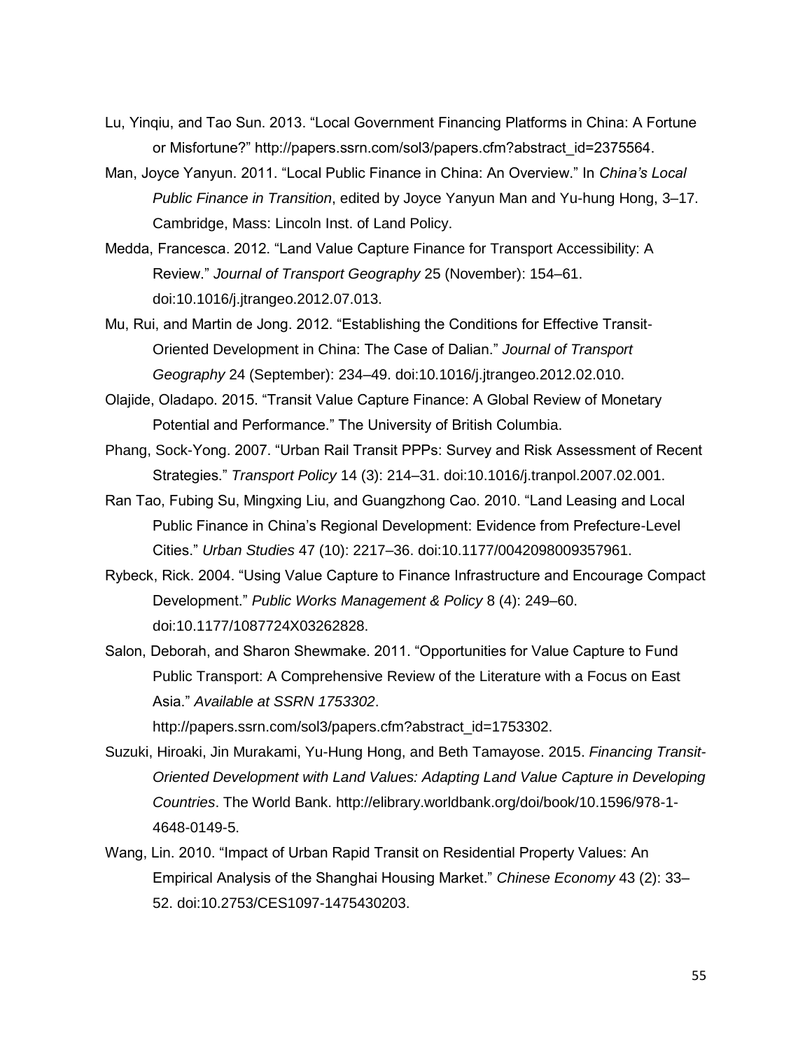Lu, Yinqiu, and Tao Sun. 2013. "Local Government Financing Platforms in China: A Fortune or Misfortune?" http://papers.ssrn.com/sol3/papers.cfm?abstract_id=2375564.

Man, Joyce Yanyun. 2011. "Local Public Finance in China: An Overview." In *China's Local Public Finance in Transition*, edited by Joyce Yanyun Man and Yu-hung Hong, 3–17. Cambridge, Mass: Lincoln Inst. of Land Policy.

Medda, Francesca. 2012. "Land Value Capture Finance for Transport Accessibility: A Review." *Journal of Transport Geography* 25 (November): 154–61. doi:10.1016/j.jtrangeo.2012.07.013.

Mu, Rui, and Martin de Jong. 2012. "Establishing the Conditions for Effective Transit-Oriented Development in China: The Case of Dalian." *Journal of Transport Geography* 24 (September): 234–49. doi:10.1016/j.jtrangeo.2012.02.010.

Olajide, Oladapo. 2015. "Transit Value Capture Finance: A Global Review of Monetary Potential and Performance." The University of British Columbia.

Phang, Sock-Yong. 2007. "Urban Rail Transit PPPs: Survey and Risk Assessment of Recent Strategies." *Transport Policy* 14 (3): 214–31. doi:10.1016/j.tranpol.2007.02.001.

Ran Tao, Fubing Su, Mingxing Liu, and Guangzhong Cao. 2010. "Land Leasing and Local Public Finance in China's Regional Development: Evidence from Prefecture-Level Cities." *Urban Studies* 47 (10): 2217–36. doi:10.1177/0042098009357961.

Rybeck, Rick. 2004. "Using Value Capture to Finance Infrastructure and Encourage Compact Development." *Public Works Management & Policy* 8 (4): 249–60. doi:10.1177/1087724X03262828.

Salon, Deborah, and Sharon Shewmake. 2011. "Opportunities for Value Capture to Fund Public Transport: A Comprehensive Review of the Literature with a Focus on East Asia." *Available at SSRN 1753302*. http://papers.ssrn.com/sol3/papers.cfm?abstract_id=1753302.

Suzuki, Hiroaki, Jin Murakami, Yu-Hung Hong, and Beth Tamayose. 2015. *Financing Transit-Oriented Development with Land Values: Adapting Land Value Capture in Developing Countries*. The World Bank. http://elibrary.worldbank.org/doi/book/10.1596/978-1-4648-0149-5.

Wang, Lin. 2010. "Impact of Urban Rapid Transit on Residential Property Values: An Empirical Analysis of the Shanghai Housing Market." *Chinese Economy* 43 (2): 33–52. doi:10.2753/CES1097-1475430203.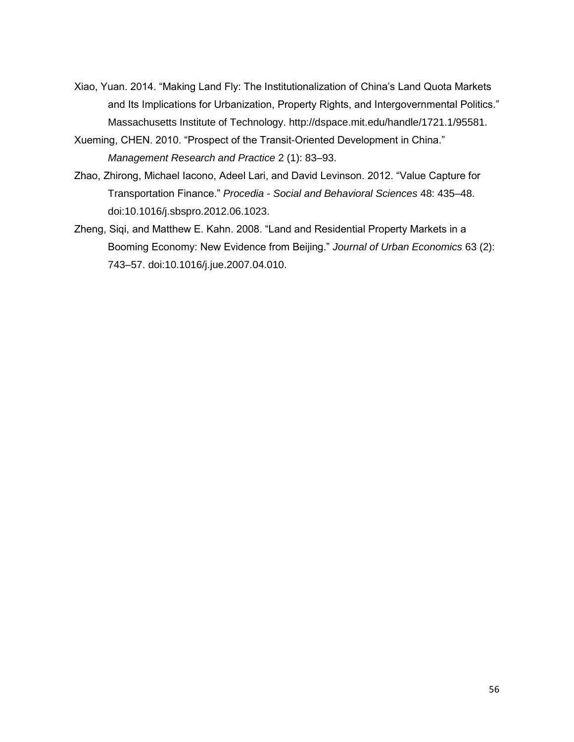Xiao, Yuan. 2014. “Making Land Fly: The Institutionalization of China’s Land Quota Markets and Its Implications for Urbanization, Property Rights, and Intergovernmental Politics.” Massachusetts Institute of Technology. http://dspace.mit.edu/handle/1721.1/95581.

Xueming, CHEN. 2010. “Prospect of the Transit-Oriented Development in China.” *Management Research and Practice* 2 (1): 83–93.

Zhao, Zhirong, Michael Iacono, Adeel Lari, and David Levinson. 2012. “Value Capture for Transportation Finance.” *Procedia - Social and Behavioral Sciences* 48: 435–48. doi:10.1016/j.sbspro.2012.06.1023.

Zheng, Siqi, and Matthew E. Kahn. 2008. “Land and Residential Property Markets in a Booming Economy: New Evidence from Beijing.” *Journal of Urban Economics* 63 (2): 743–57. doi:10.1016/j.jue.2007.04.010.